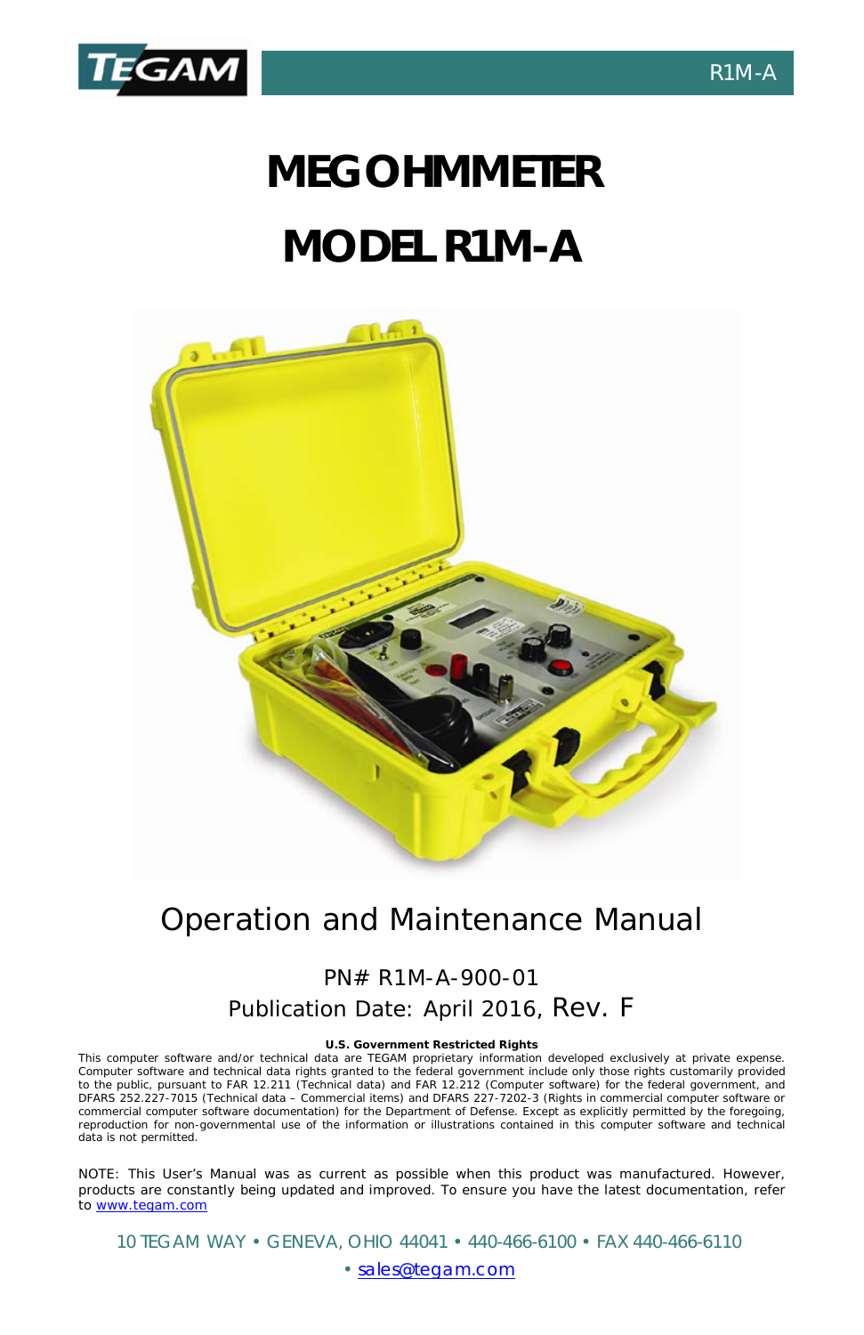# MEGOHMMETER

# MODEL R1M-A

## Operation and Maintenance Manual

PN# R1M-A-900-01

Publication Date: April 2016, Rev. F

**U.S. Government Restricted Rights**

This computer software and/or technical data are TEGAM proprietary information developed exclusively at private expense. Computer software and technical data rights granted to the federal government include only those rights customarily provided to the public, pursuant to FAR 12.211 (Technical data) and FAR 12.212 (Computer software) for the federal government, and DFARS 252.227-7015 (Technical data – Commercial items) and DFARS 227-7202-3 (Rights in commercial computer software or commercial computer software documentation) for the Department of Defense. Except as explicitly permitted by the foregoing, reproduction for non-governmental use of the information or illustrations contained in this computer software and technical data is not permitted.

NOTE: This User's Manual was as current as possible when this product was manufactured. However, products are constantly being updated and improved. To ensure you have the latest documentation, refer to www.tegam.com

10 TEGAM WAY • GENEVA, OHIO 44041 • 440-466-6100 • FAX 440-466-6110 • sales@tegam.com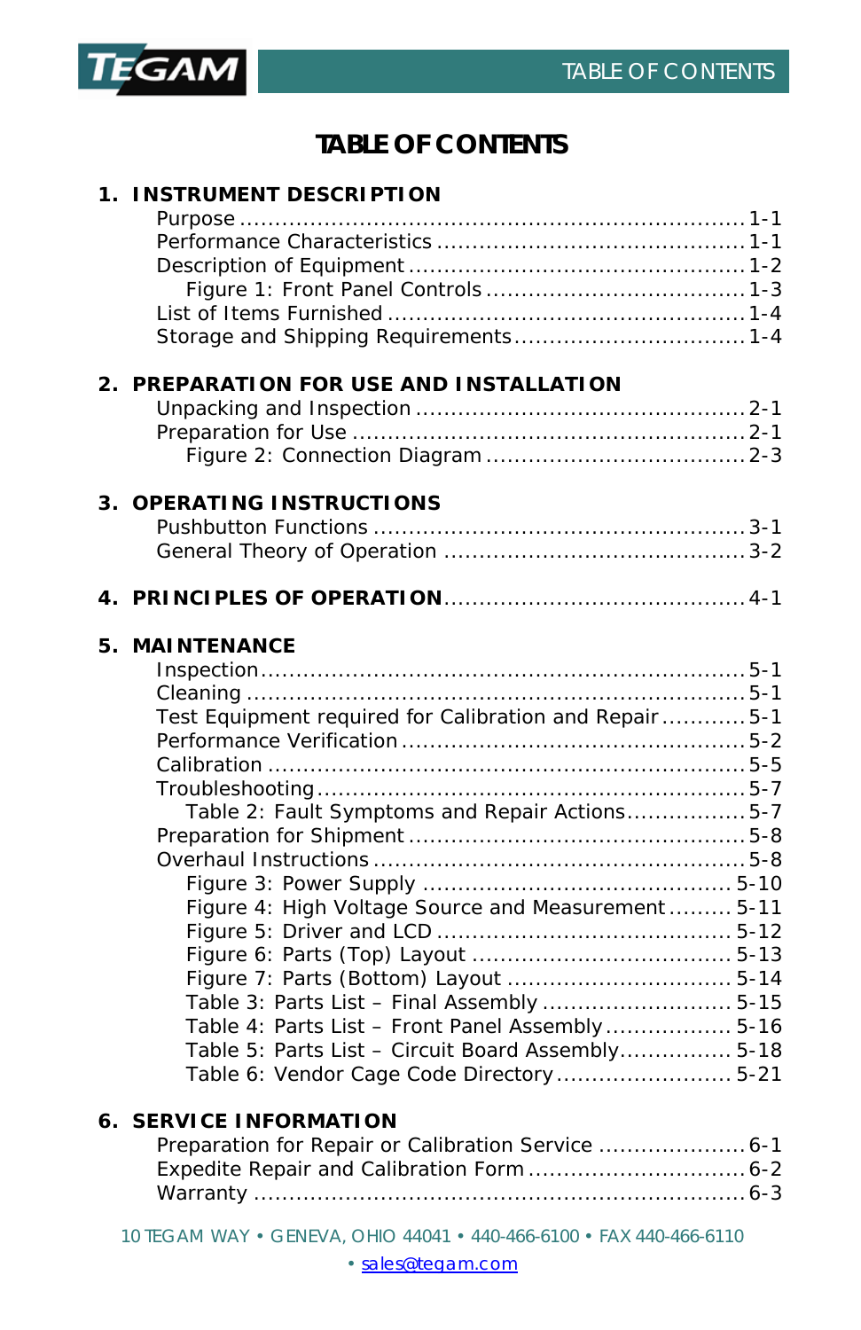# TABLE OF CONTENTS

**1. INSTRUMENT DESCRIPTION**

- Purpose .......... 1-1
- Performance Characteristics .......... 1-1
- Description of Equipment .......... 1-2
  - Figure 1: Front Panel Controls .......... 1-3
- List of Items Furnished .......... 1-4
- Storage and Shipping Requirements .......... 1-4

**2. PREPARATION FOR USE AND INSTALLATION**

- Unpacking and Inspection .......... 2-1
- Preparation for Use .......... 2-1
  - Figure 2: Connection Diagram .......... 2-3

**3. OPERATING INSTRUCTIONS**

- Pushbutton Functions .......... 3-1
- General Theory of Operation .......... 3-2

**4. PRINCIPLES OF OPERATION** .......... 4-1

**5. MAINTENANCE**

- Inspection .......... 5-1
- Cleaning .......... 5-1
- Test Equipment required for Calibration and Repair .......... 5-1
- Performance Verification .......... 5-2
- Calibration .......... 5-5
- Troubleshooting .......... 5-7
  - Table 2: Fault Symptoms and Repair Actions .......... 5-7
- Preparation for Shipment .......... 5-8
- Overhaul Instructions .......... 5-8
  - Figure 3: Power Supply .......... 5-10
  - Figure 4: High Voltage Source and Measurement .......... 5-11
  - Figure 5: Driver and LCD .......... 5-12
  - Figure 6: Parts (Top) Layout .......... 5-13
  - Figure 7: Parts (Bottom) Layout .......... 5-14
  - Table 3: Parts List – Final Assembly .......... 5-15
  - Table 4: Parts List – Front Panel Assembly .......... 5-16
  - Table 5: Parts List – Circuit Board Assembly .......... 5-18
  - Table 6: Vendor Cage Code Directory .......... 5-21

**6. SERVICE INFORMATION**

- Preparation for Repair or Calibration Service .......... 6-1
- Expedite Repair and Calibration Form .......... 6-2
- Warranty .......... 6-3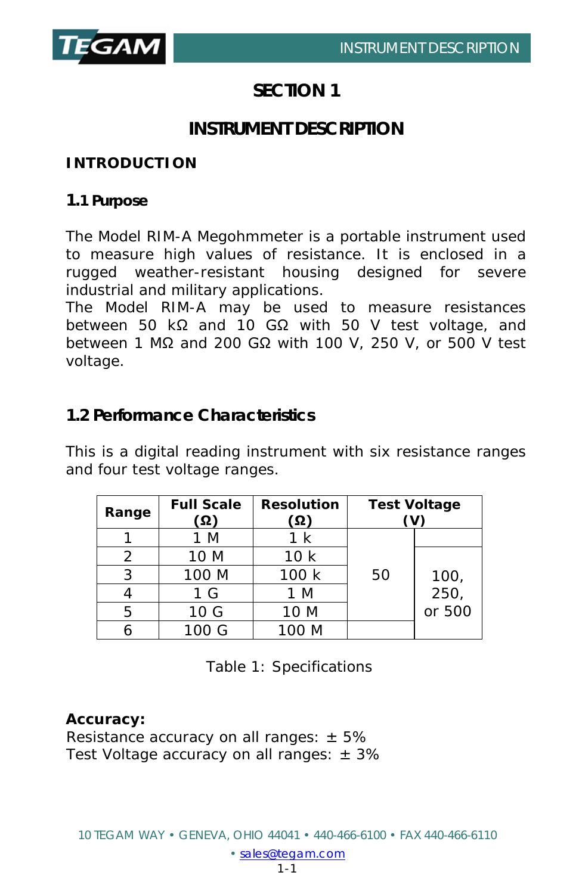# SECTION 1

# INSTRUMENT DESCRIPTION

## INTRODUCTION

### 1.1 Purpose

The Model RIM-A Megohmmeter is a portable instrument used to measure high values of resistance. It is enclosed in a rugged weather-resistant housing designed for severe industrial and military applications.

The Model RIM-A may be used to measure resistances between 50 kΩ and 10 GΩ with 50 V test voltage, and between 1 MΩ and 200 GΩ with 100 V, 250 V, or 500 V test voltage.

### 1.2 Performance Characteristics

This is a digital reading instrument with six resistance ranges and four test voltage ranges.

| Range | Full Scale (Ω) | Resolution (Ω) | Test Voltage (V) | |
|---|---|---|---|---|
| 1 | 1 M | 1 k | 50 | |
| 2 | 10 M | 10 k | 50 | 100, 250, or 500 |
| 3 | 100 M | 100 k | 50 | 100, 250, or 500 |
| 4 | 1 G | 1 M | 50 | 100, 250, or 500 |
| 5 | 10 G | 10 M | 50 | 100, 250, or 500 |
| 6 | 100 G | 100 M | | 100, 250, or 500 |

Table 1: Specifications

**Accuracy:**
Resistance accuracy on all ranges: ± 5%
Test Voltage accuracy on all ranges: ± 3%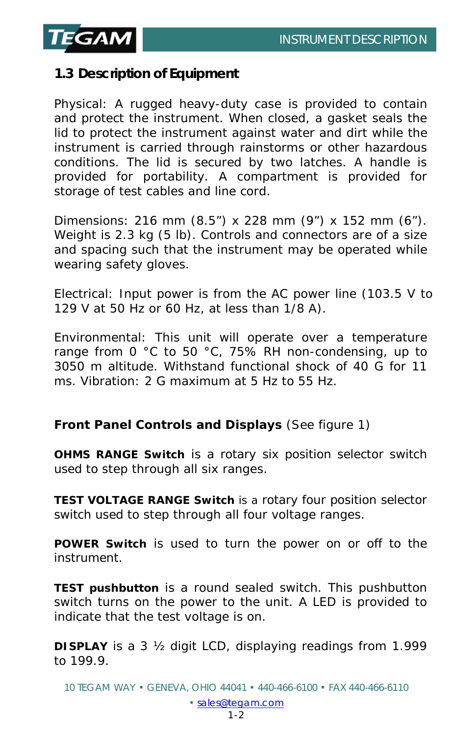## 1.3 Description of Equipment

Physical: A rugged heavy-duty case is provided to contain and protect the instrument. When closed, a gasket seals the lid to protect the instrument against water and dirt while the instrument is carried through rainstorms or other hazardous conditions. The lid is secured by two latches. A handle is provided for portability. A compartment is provided for storage of test cables and line cord.

Dimensions: 216 mm (8.5") x 228 mm (9") x 152 mm (6"). Weight is 2.3 kg (5 lb). Controls and connectors are of a size and spacing such that the instrument may be operated while wearing safety gloves.

Electrical: Input power is from the AC power line (103.5 V to 129 V at 50 Hz or 60 Hz, at less than 1/8 A).

Environmental: This unit will operate over a temperature range from 0 °C to 50 °C, 75% RH non-condensing, up to 3050 m altitude. Withstand functional shock of 40 G for 11 ms. Vibration: 2 G maximum at 5 Hz to 55 Hz.

**Front Panel Controls and Displays** (See figure 1)

**OHMS RANGE Switch** is a rotary six position selector switch used to step through all six ranges.

**TEST VOLTAGE RANGE Switch** is a rotary four position selector switch used to step through all four voltage ranges.

**POWER Switch** is used to turn the power on or off to the instrument.

**TEST pushbutton** is a round sealed switch. This pushbutton switch turns on the power to the unit. A LED is provided to indicate that the test voltage is on.

**DISPLAY** is a 3 ½ digit LCD, displaying readings from 1.999 to 199.9.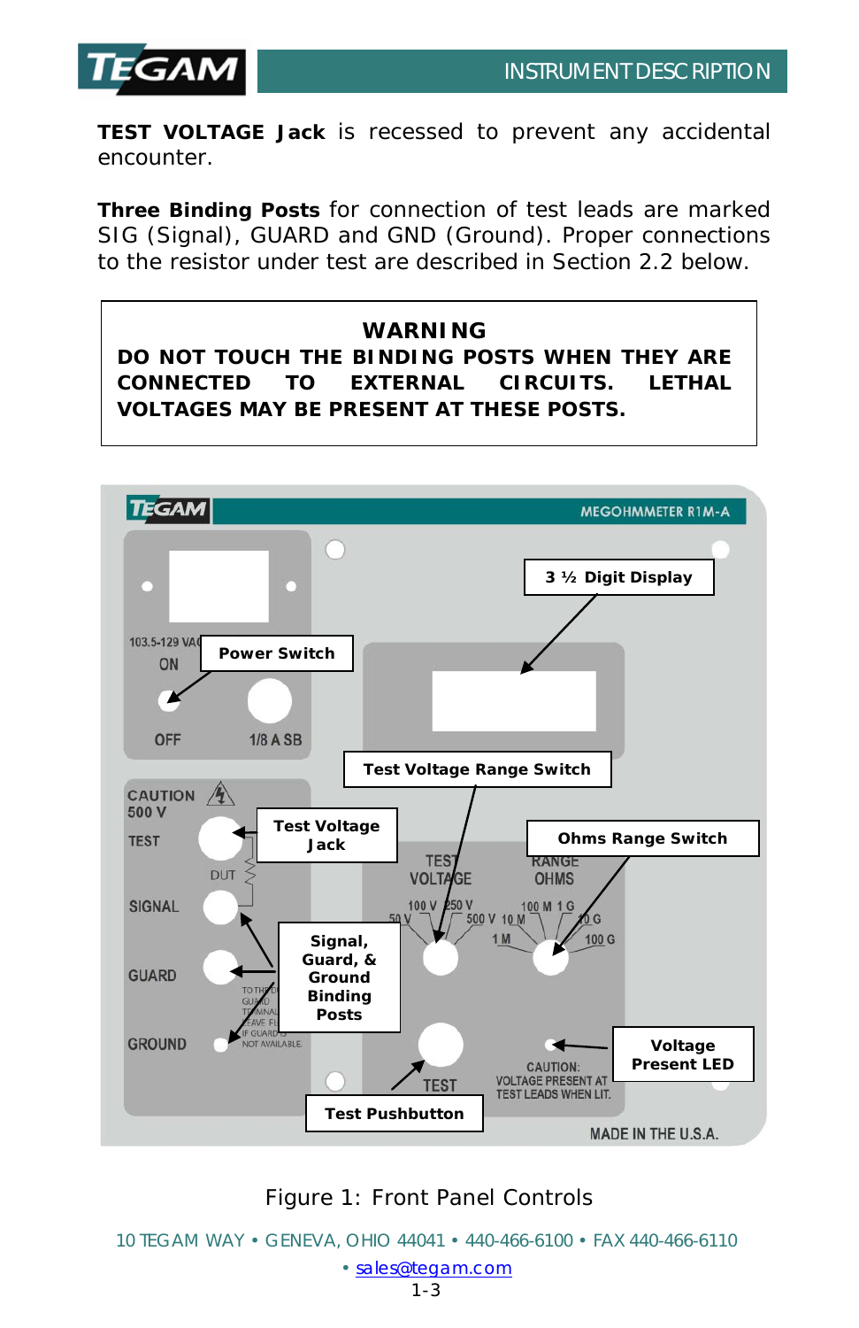**TEST VOLTAGE Jack** is recessed to prevent any accidental encounter.

**Three Binding Posts** for connection of test leads are marked SIG (Signal), GUARD and GND (Ground). Proper connections to the resistor under test are described in Section 2.2 below.

> **WARNING**
> **DO NOT TOUCH THE BINDING POSTS WHEN THEY ARE CONNECTED TO EXTERNAL CIRCUITS. LETHAL VOLTAGES MAY BE PRESENT AT THESE POSTS.**

Figure 1: Front Panel Controls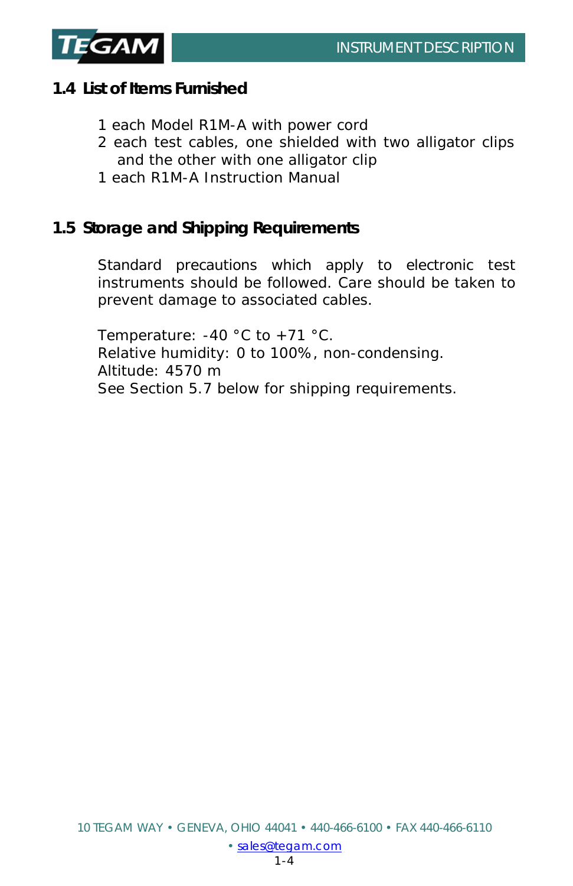## 1.4 List of Items Furnished

1 each Model R1M-A with power cord
2 each test cables, one shielded with two alligator clips and the other with one alligator clip
1 each R1M-A Instruction Manual

## 1.5 Storage and Shipping Requirements

Standard precautions which apply to electronic test instruments should be followed. Care should be taken to prevent damage to associated cables.

Temperature: -40 °C to +71 °C.
Relative humidity: 0 to 100%, non-condensing.
Altitude: 4570 m
See Section 5.7 below for shipping requirements.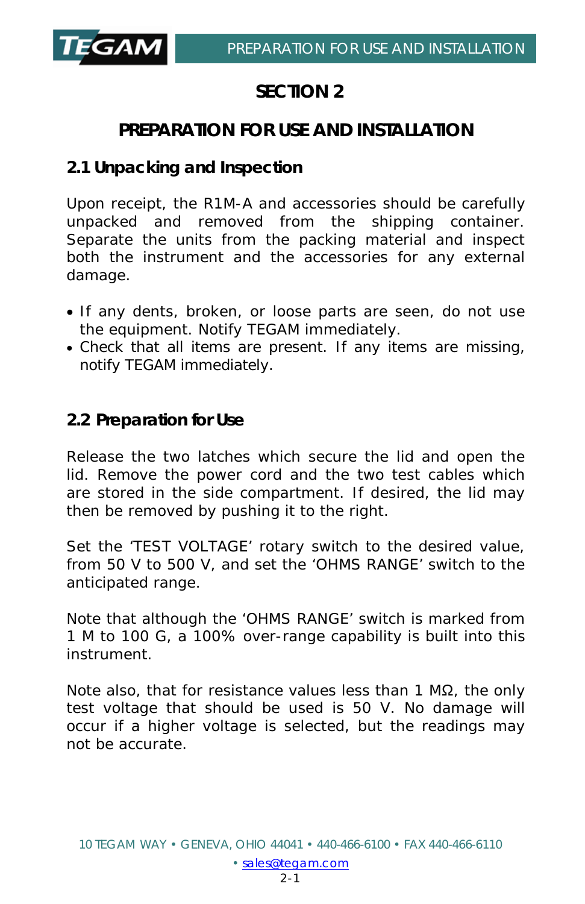# SECTION 2

# PREPARATION FOR USE AND INSTALLATION

## 2.1 Unpacking and Inspection

Upon receipt, the R1M-A and accessories should be carefully unpacked and removed from the shipping container. Separate the units from the packing material and inspect both the instrument and the accessories for any external damage.

- If any dents, broken, or loose parts are seen, do not use the equipment. Notify TEGAM immediately.
- Check that all items are present. If any items are missing, notify TEGAM immediately.

## 2.2 Preparation for Use

Release the two latches which secure the lid and open the lid. Remove the power cord and the two test cables which are stored in the side compartment. If desired, the lid may then be removed by pushing it to the right.

Set the 'TEST VOLTAGE' rotary switch to the desired value, from 50 V to 500 V, and set the 'OHMS RANGE' switch to the anticipated range.

Note that although the 'OHMS RANGE' switch is marked from 1 M to 100 G, a 100% over-range capability is built into this instrument.

Note also, that for resistance values less than 1 MΩ, the only test voltage that should be used is 50 V. No damage will occur if a higher voltage is selected, but the readings may not be accurate.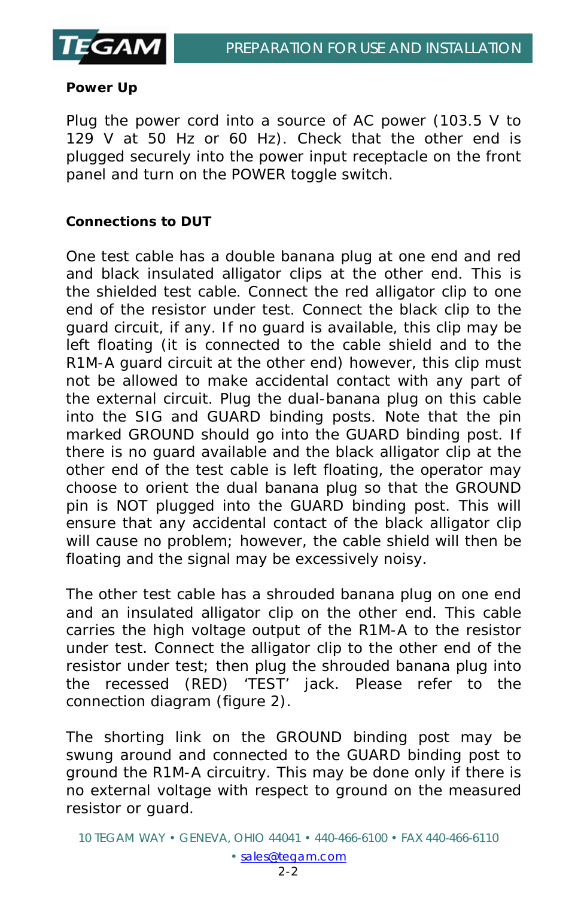**Power Up**

Plug the power cord into a source of AC power (103.5 V to 129 V at 50 Hz or 60 Hz). Check that the other end is plugged securely into the power input receptacle on the front panel and turn on the POWER toggle switch.

**Connections to DUT**

One test cable has a double banana plug at one end and red and black insulated alligator clips at the other end. This is the shielded test cable. Connect the red alligator clip to one end of the resistor under test. Connect the black clip to the guard circuit, if any. If no guard is available, this clip may be left floating (it is connected to the cable shield and to the R1M-A guard circuit at the other end) however, this clip must not be allowed to make accidental contact with any part of the external circuit. Plug the dual-banana plug on this cable into the SIG and GUARD binding posts. Note that the pin marked GROUND should go into the GUARD binding post. If there is no guard available and the black alligator clip at the other end of the test cable is left floating, the operator may choose to orient the dual banana plug so that the GROUND pin is NOT plugged into the GUARD binding post. This will ensure that any accidental contact of the black alligator clip will cause no problem; however, the cable shield will then be floating and the signal may be excessively noisy.

The other test cable has a shrouded banana plug on one end and an insulated alligator clip on the other end. This cable carries the high voltage output of the R1M-A to the resistor under test. Connect the alligator clip to the other end of the resistor under test; then plug the shrouded banana plug into the recessed (RED) 'TEST' jack. Please refer to the connection diagram (figure 2).

The shorting link on the GROUND binding post may be swung around and connected to the GUARD binding post to ground the R1M-A circuitry. This may be done only if there is no external voltage with respect to ground on the measured resistor or guard.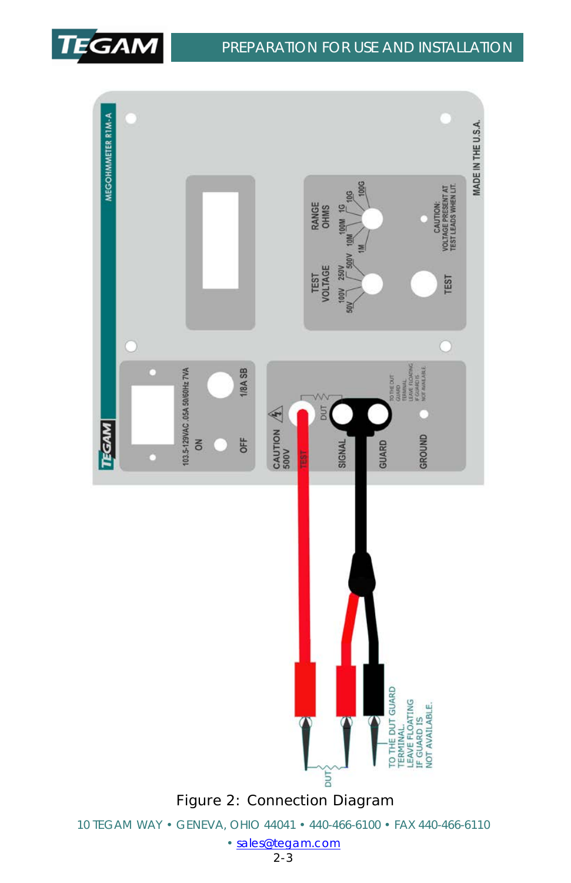Figure 2: Connection Diagram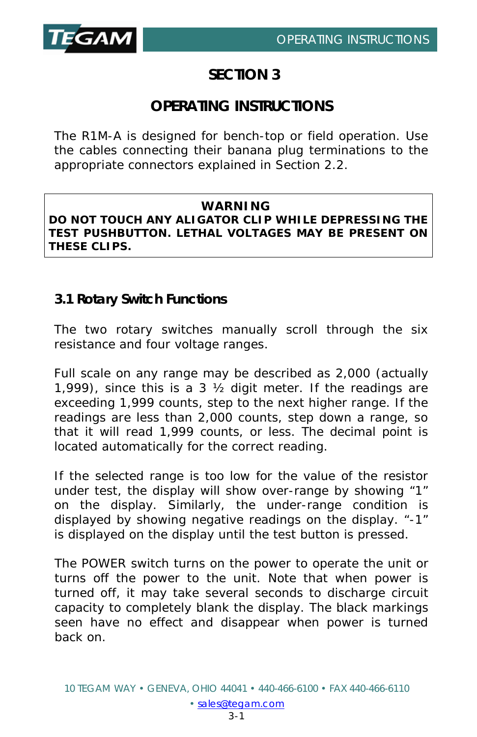# SECTION 3

# OPERATING INSTRUCTIONS

The R1M-A is designed for bench-top or field operation. Use the cables connecting their banana plug terminations to the appropriate connectors explained in Section 2.2.

> **WARNING**
> **DO NOT TOUCH ANY ALIGATOR CLIP WHILE DEPRESSING THE TEST PUSHBUTTON. LETHAL VOLTAGES MAY BE PRESENT ON THESE CLIPS.**

## 3.1 Rotary Switch Functions

The two rotary switches manually scroll through the six resistance and four voltage ranges.

Full scale on any range may be described as 2,000 (actually 1,999), since this is a 3 ½ digit meter. If the readings are exceeding 1,999 counts, step to the next higher range. If the readings are less than 2,000 counts, step down a range, so that it will read 1,999 counts, or less. The decimal point is located automatically for the correct reading.

If the selected range is too low for the value of the resistor under test, the display will show over-range by showing "1" on the display. Similarly, the under-range condition is displayed by showing negative readings on the display. "-1" is displayed on the display until the test button is pressed.

The POWER switch turns on the power to operate the unit or turns off the power to the unit. Note that when power is turned off, it may take several seconds to discharge circuit capacity to completely blank the display. The black markings seen have no effect and disappear when power is turned back on.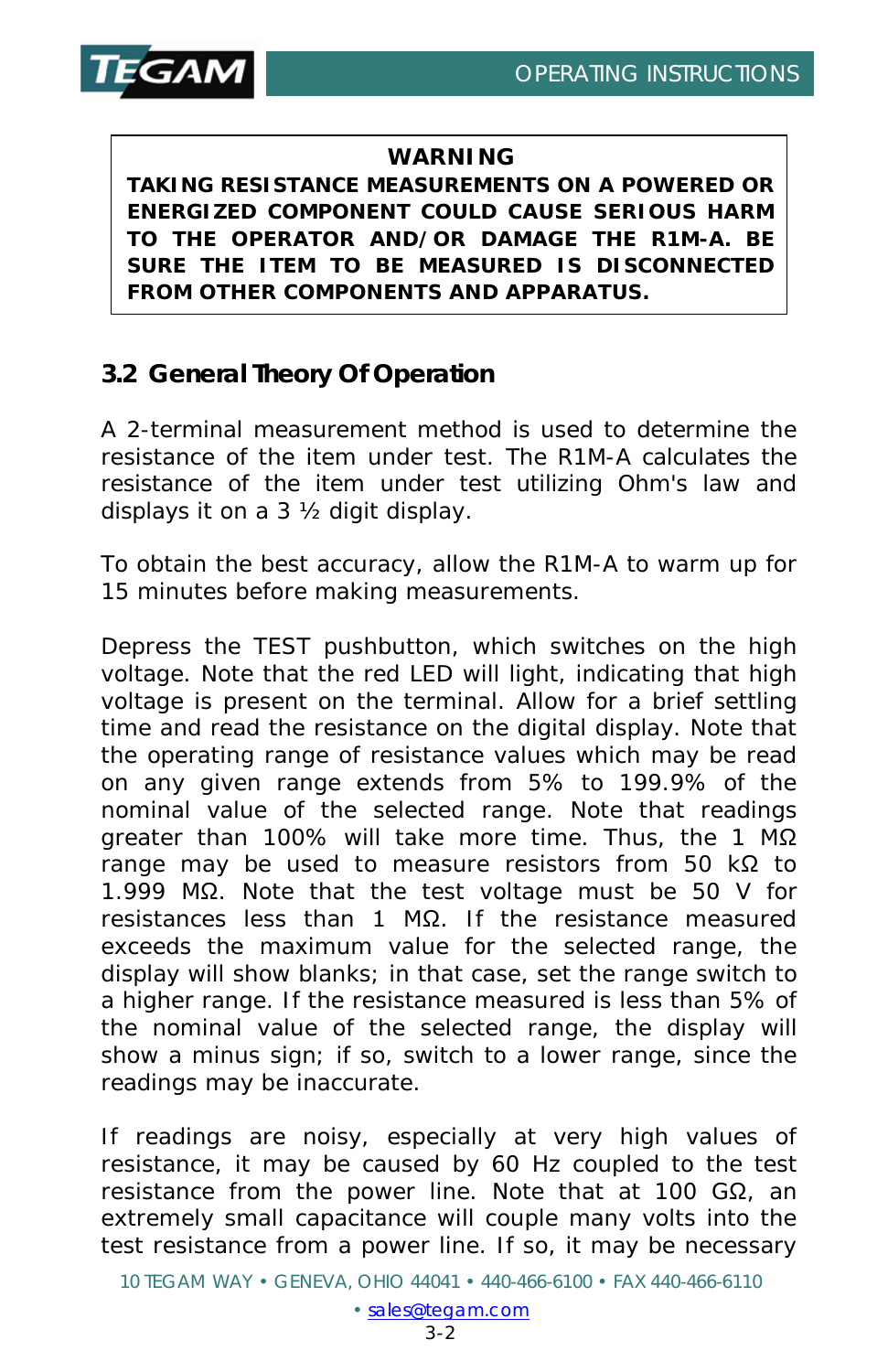**WARNING**
**TAKING RESISTANCE MEASUREMENTS ON A POWERED OR ENERGIZED COMPONENT COULD CAUSE SERIOUS HARM TO THE OPERATOR AND/OR DAMAGE THE R1M-A. BE SURE THE ITEM TO BE MEASURED IS DISCONNECTED FROM OTHER COMPONENTS AND APPARATUS.**

## 3.2 General Theory Of Operation

A 2-terminal measurement method is used to determine the resistance of the item under test. The R1M-A calculates the resistance of the item under test utilizing Ohm's law and displays it on a 3 ½ digit display.

To obtain the best accuracy, allow the R1M-A to warm up for 15 minutes before making measurements.

Depress the TEST pushbutton, which switches on the high voltage. Note that the red LED will light, indicating that high voltage is present on the terminal. Allow for a brief settling time and read the resistance on the digital display. Note that the operating range of resistance values which may be read on any given range extends from 5% to 199.9% of the nominal value of the selected range. Note that readings greater than 100% will take more time. Thus, the 1 MΩ range may be used to measure resistors from 50 kΩ to 1.999 MΩ. Note that the test voltage must be 50 V for resistances less than 1 MΩ. If the resistance measured exceeds the maximum value for the selected range, the display will show blanks; in that case, set the range switch to a higher range. If the resistance measured is less than 5% of the nominal value of the selected range, the display will show a minus sign; if so, switch to a lower range, since the readings may be inaccurate.

If readings are noisy, especially at very high values of resistance, it may be caused by 60 Hz coupled to the test resistance from the power line. Note that at 100 GΩ, an extremely small capacitance will couple many volts into the test resistance from a power line. If so, it may be necessary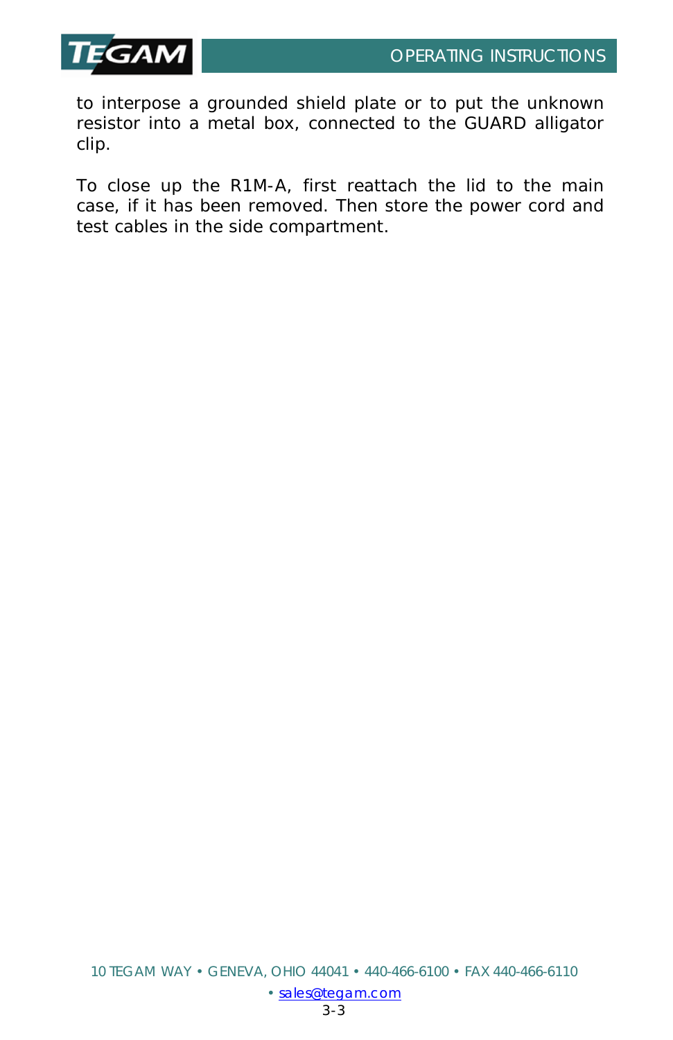to interpose a grounded shield plate or to put the unknown resistor into a metal box, connected to the GUARD alligator clip.

To close up the R1M-A, first reattach the lid to the main case, if it has been removed. Then store the power cord and test cables in the side compartment.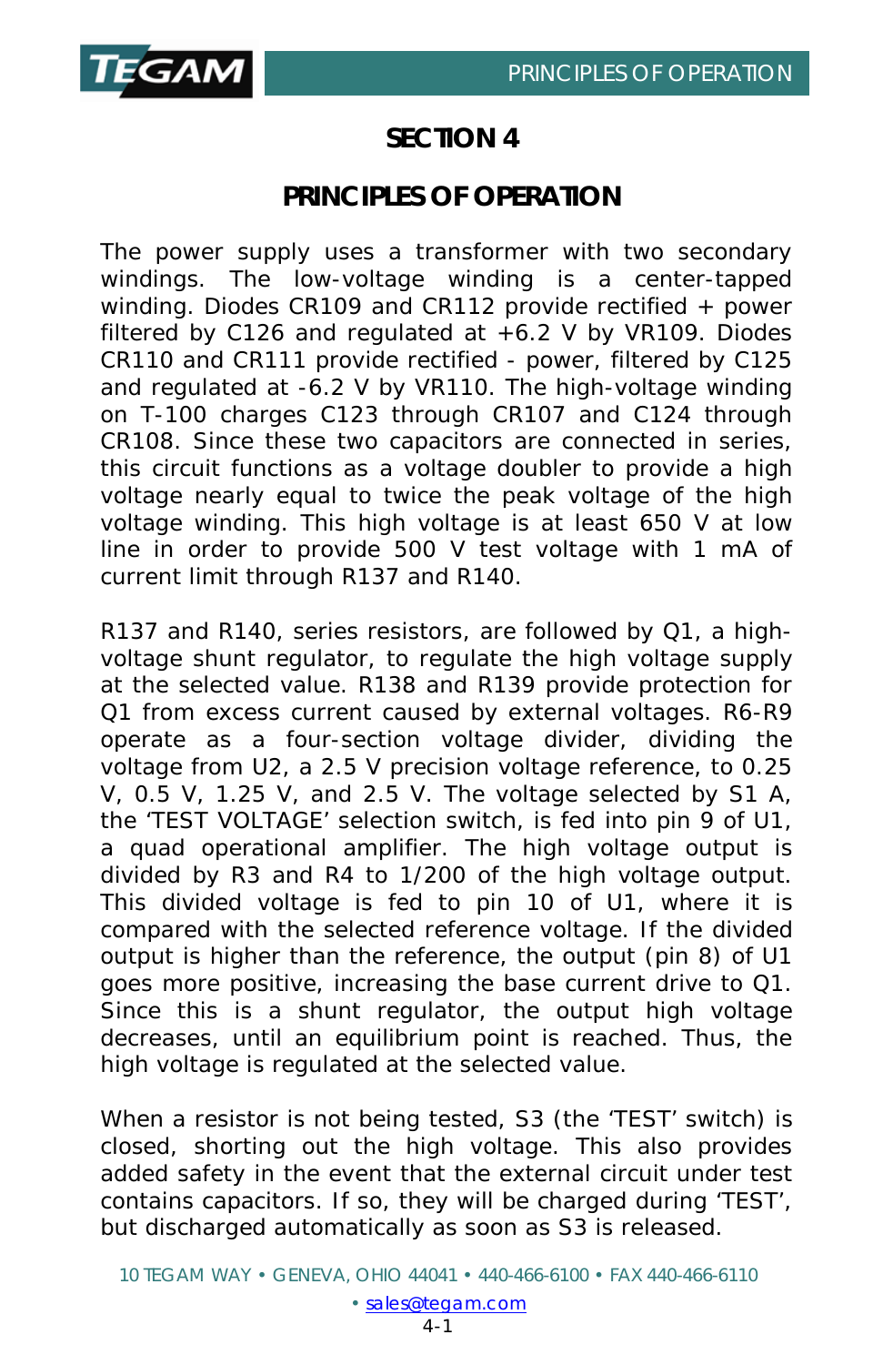# SECTION 4

## PRINCIPLES OF OPERATION

The power supply uses a transformer with two secondary windings. The low-voltage winding is a center-tapped winding. Diodes CR109 and CR112 provide rectified + power filtered by C126 and regulated at +6.2 V by VR109. Diodes CR110 and CR111 provide rectified - power, filtered by C125 and regulated at -6.2 V by VR110. The high-voltage winding on T-100 charges C123 through CR107 and C124 through CR108. Since these two capacitors are connected in series, this circuit functions as a voltage doubler to provide a high voltage nearly equal to twice the peak voltage of the high voltage winding. This high voltage is at least 650 V at low line in order to provide 500 V test voltage with 1 mA of current limit through R137 and R140.

R137 and R140, series resistors, are followed by Q1, a high-voltage shunt regulator, to regulate the high voltage supply at the selected value. R138 and R139 provide protection for Q1 from excess current caused by external voltages. R6-R9 operate as a four-section voltage divider, dividing the voltage from U2, a 2.5 V precision voltage reference, to 0.25 V, 0.5 V, 1.25 V, and 2.5 V. The voltage selected by S1 A, the 'TEST VOLTAGE' selection switch, is fed into pin 9 of U1, a quad operational amplifier. The high voltage output is divided by R3 and R4 to 1/200 of the high voltage output. This divided voltage is fed to pin 10 of U1, where it is compared with the selected reference voltage. If the divided output is higher than the reference, the output (pin 8) of U1 goes more positive, increasing the base current drive to Q1. Since this is a shunt regulator, the output high voltage decreases, until an equilibrium point is reached. Thus, the high voltage is regulated at the selected value.

When a resistor is not being tested, S3 (the 'TEST' switch) is closed, shorting out the high voltage. This also provides added safety in the event that the external circuit under test contains capacitors. If so, they will be charged during 'TEST', but discharged automatically as soon as S3 is released.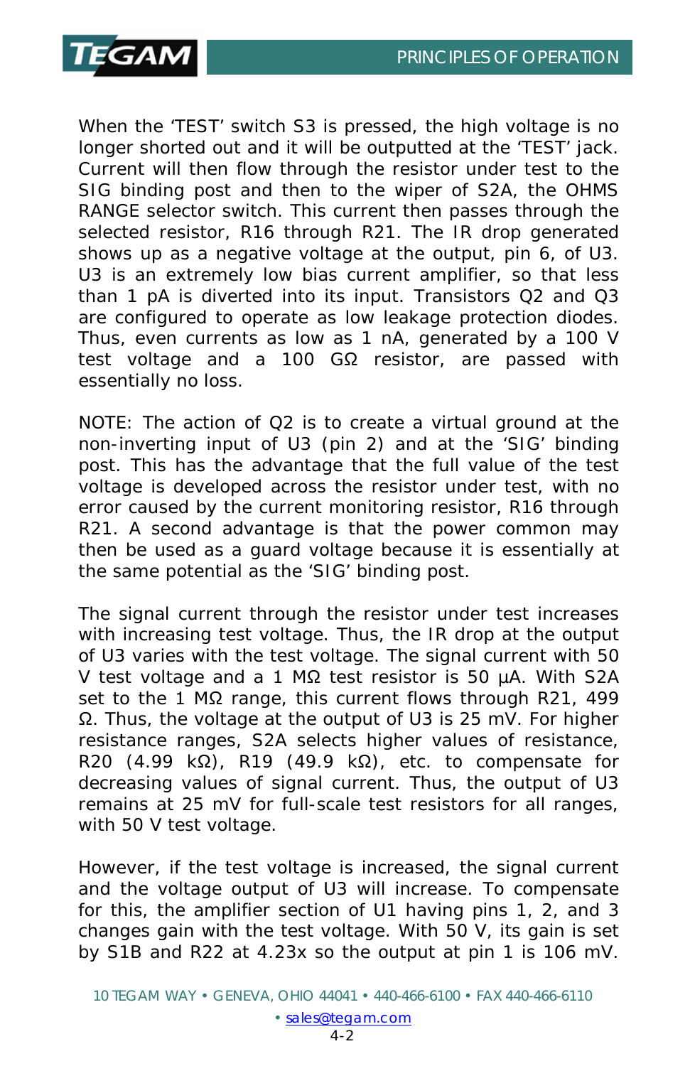When the 'TEST' switch S3 is pressed, the high voltage is no longer shorted out and it will be outputted at the 'TEST' jack. Current will then flow through the resistor under test to the SIG binding post and then to the wiper of S2A, the OHMS RANGE selector switch. This current then passes through the selected resistor, R16 through R21. The IR drop generated shows up as a negative voltage at the output, pin 6, of U3. U3 is an extremely low bias current amplifier, so that less than 1 pA is diverted into its input. Transistors Q2 and Q3 are configured to operate as low leakage protection diodes. Thus, even currents as low as 1 nA, generated by a 100 V test voltage and a 100 GΩ resistor, are passed with essentially no loss.

NOTE: The action of Q2 is to create a virtual ground at the non-inverting input of U3 (pin 2) and at the 'SIG' binding post. This has the advantage that the full value of the test voltage is developed across the resistor under test, with no error caused by the current monitoring resistor, R16 through R21. A second advantage is that the power common may then be used as a guard voltage because it is essentially at the same potential as the 'SIG' binding post.

The signal current through the resistor under test increases with increasing test voltage. Thus, the IR drop at the output of U3 varies with the test voltage. The signal current with 50 V test voltage and a 1 MΩ test resistor is 50 µA. With S2A set to the 1 MΩ range, this current flows through R21, 499 Ω. Thus, the voltage at the output of U3 is 25 mV. For higher resistance ranges, S2A selects higher values of resistance, R20 (4.99 kΩ), R19 (49.9 kΩ), etc. to compensate for decreasing values of signal current. Thus, the output of U3 remains at 25 mV for full-scale test resistors for all ranges, with 50 V test voltage.

However, if the test voltage is increased, the signal current and the voltage output of U3 will increase. To compensate for this, the amplifier section of U1 having pins 1, 2, and 3 changes gain with the test voltage. With 50 V, its gain is set by S1B and R22 at 4.23x so the output at pin 1 is 106 mV.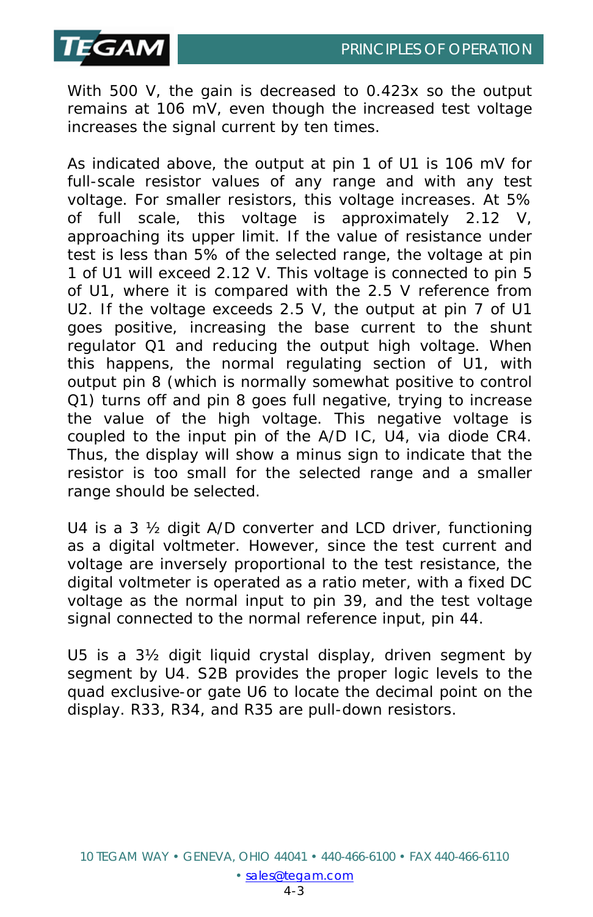With 500 V, the gain is decreased to 0.423x so the output remains at 106 mV, even though the increased test voltage increases the signal current by ten times.

As indicated above, the output at pin 1 of U1 is 106 mV for full-scale resistor values of any range and with any test voltage. For smaller resistors, this voltage increases. At 5% of full scale, this voltage is approximately 2.12 V, approaching its upper limit. If the value of resistance under test is less than 5% of the selected range, the voltage at pin 1 of U1 will exceed 2.12 V. This voltage is connected to pin 5 of U1, where it is compared with the 2.5 V reference from U2. If the voltage exceeds 2.5 V, the output at pin 7 of U1 goes positive, increasing the base current to the shunt regulator Q1 and reducing the output high voltage. When this happens, the normal regulating section of U1, with output pin 8 (which is normally somewhat positive to control Q1) turns off and pin 8 goes full negative, trying to increase the value of the high voltage. This negative voltage is coupled to the input pin of the A/D IC, U4, via diode CR4. Thus, the display will show a minus sign to indicate that the resistor is too small for the selected range and a smaller range should be selected.

U4 is a 3 ½ digit A/D converter and LCD driver, functioning as a digital voltmeter. However, since the test current and voltage are inversely proportional to the test resistance, the digital voltmeter is operated as a ratio meter, with a fixed DC voltage as the normal input to pin 39, and the test voltage signal connected to the normal reference input, pin 44.

U5 is a 3½ digit liquid crystal display, driven segment by segment by U4. S2B provides the proper logic levels to the quad exclusive-or gate U6 to locate the decimal point on the display. R33, R34, and R35 are pull-down resistors.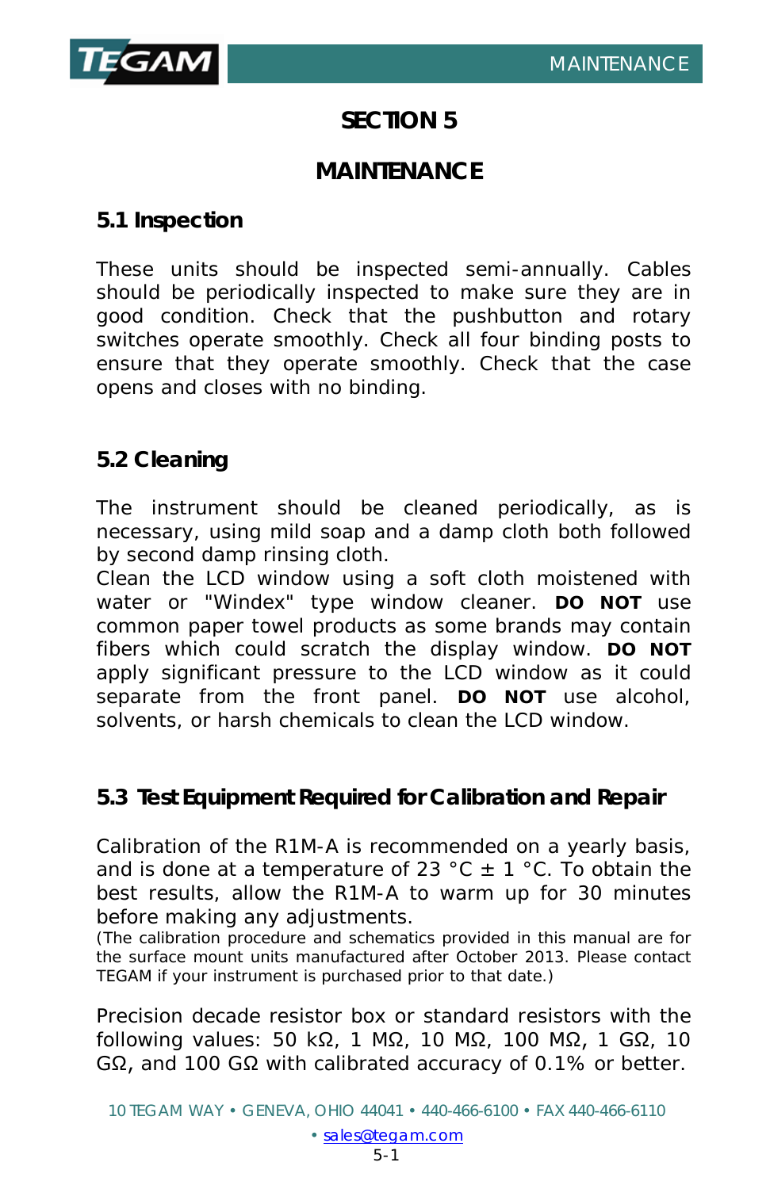# SECTION 5

# MAINTENANCE

## 5.1 Inspection

These units should be inspected semi-annually. Cables should be periodically inspected to make sure they are in good condition. Check that the pushbutton and rotary switches operate smoothly. Check all four binding posts to ensure that they operate smoothly. Check that the case opens and closes with no binding.

## 5.2 Cleaning

The instrument should be cleaned periodically, as is necessary, using mild soap and a damp cloth both followed by second damp rinsing cloth.

Clean the LCD window using a soft cloth moistened with water or "Windex" type window cleaner. **DO NOT** use common paper towel products as some brands may contain fibers which could scratch the display window. **DO NOT** apply significant pressure to the LCD window as it could separate from the front panel. **DO NOT** use alcohol, solvents, or harsh chemicals to clean the LCD window.

## 5.3 Test Equipment Required for Calibration and Repair

Calibration of the R1M-A is recommended on a yearly basis, and is done at a temperature of 23 °C ± 1 °C. To obtain the best results, allow the R1M-A to warm up for 30 minutes before making any adjustments.

(The calibration procedure and schematics provided in this manual are for the surface mount units manufactured after October 2013. Please contact TEGAM if your instrument is purchased prior to that date.)

Precision decade resistor box or standard resistors with the following values: 50 kΩ, 1 MΩ, 10 MΩ, 100 MΩ, 1 GΩ, 10 GΩ, and 100 GΩ with calibrated accuracy of 0.1% or better.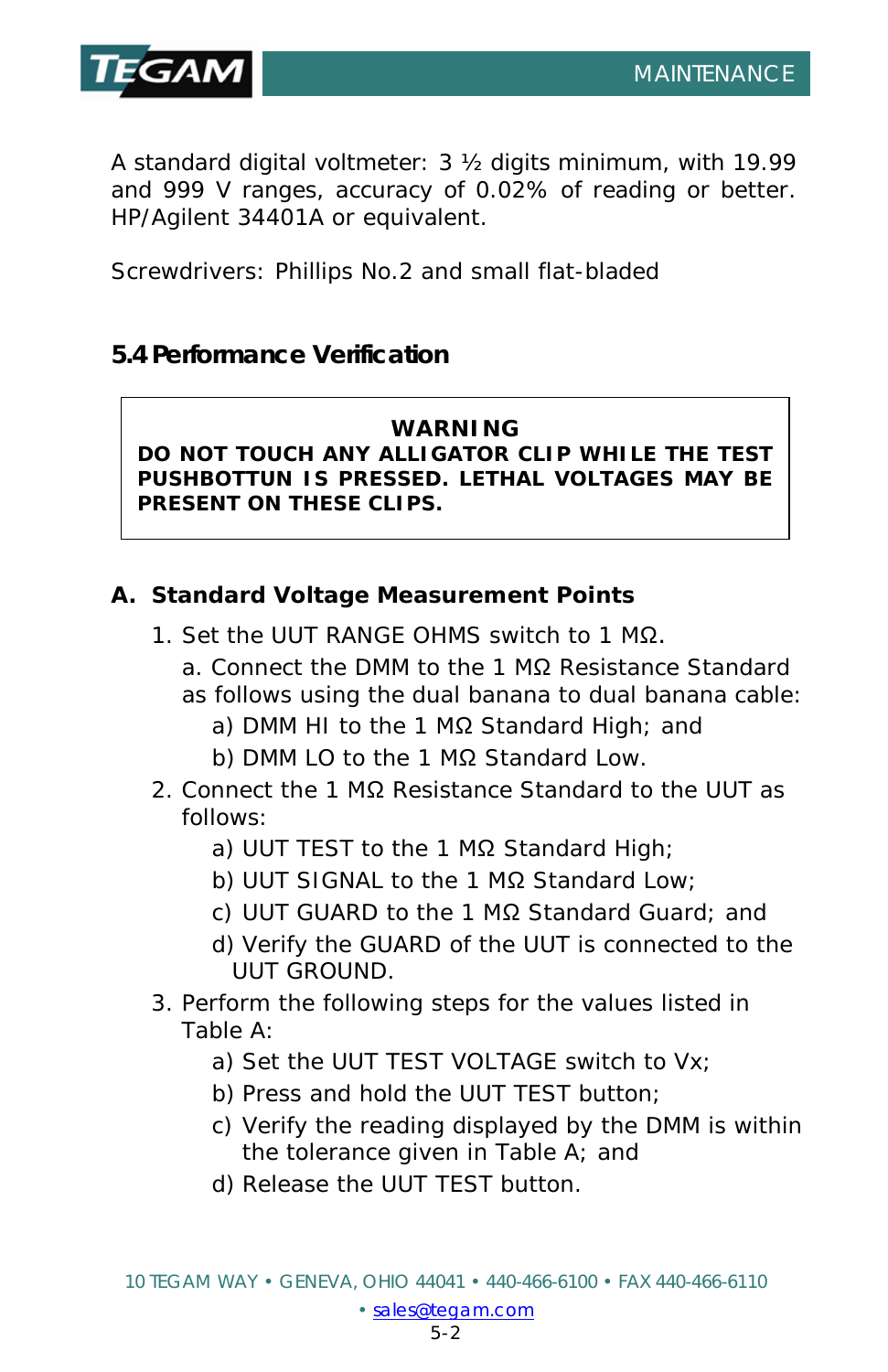A standard digital voltmeter: 3 ½ digits minimum, with 19.99 and 999 V ranges, accuracy of 0.02% of reading or better. HP/Agilent 34401A or equivalent.

Screwdrivers: Phillips No.2 and small flat-bladed

## 5.4 Performance Verification

> **WARNING**
> **DO NOT TOUCH ANY ALLIGATOR CLIP WHILE THE TEST PUSHBOTTUN IS PRESSED. LETHAL VOLTAGES MAY BE PRESENT ON THESE CLIPS.**

### A. Standard Voltage Measurement Points

1. Set the UUT RANGE OHMS switch to 1 MΩ.
   a. Connect the DMM to the 1 MΩ Resistance Standard as follows using the dual banana to dual banana cable:
      a) DMM HI to the 1 MΩ Standard High; and
      b) DMM LO to the 1 MΩ Standard Low.
2. Connect the 1 MΩ Resistance Standard to the UUT as follows:
   a) UUT TEST to the 1 MΩ Standard High;
   b) UUT SIGNAL to the 1 MΩ Standard Low;
   c) UUT GUARD to the 1 MΩ Standard Guard; and
   d) Verify the GUARD of the UUT is connected to the UUT GROUND.
3. Perform the following steps for the values listed in Table A:
   a) Set the UUT TEST VOLTAGE switch to Vx;
   b) Press and hold the UUT TEST button;
   c) Verify the reading displayed by the DMM is within the tolerance given in Table A; and
   d) Release the UUT TEST button.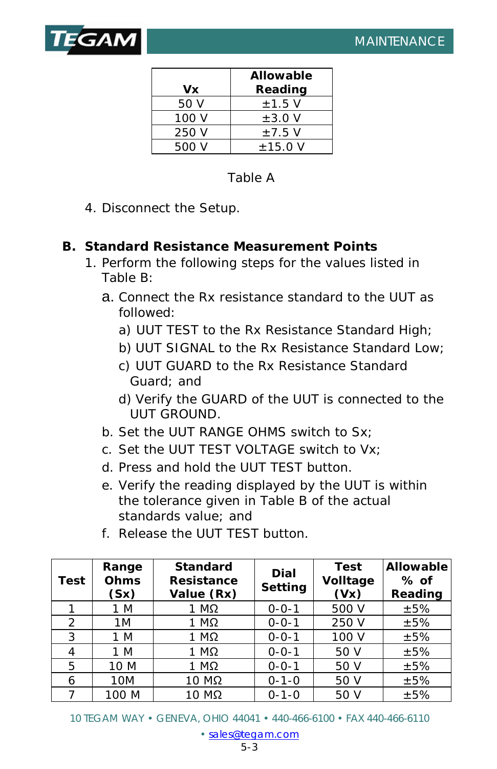| Vx | Allowable Reading |
| --- | --- |
| 50 V | ±1.5 V |
| 100 V | ±3.0 V |
| 250 V | ±7.5 V |
| 500 V | ±15.0 V |

Table A

4. Disconnect the Setup.

## B. Standard Resistance Measurement Points

1. Perform the following steps for the values listed in Table B:
   a. Connect the Rx resistance standard to the UUT as followed:
      a) UUT TEST to the Rx Resistance Standard High;
      b) UUT SIGNAL to the Rx Resistance Standard Low;
      c) UUT GUARD to the Rx Resistance Standard Guard; and
      d) Verify the GUARD of the UUT is connected to the UUT GROUND.
   b. Set the UUT RANGE OHMS switch to Sx;
   c. Set the UUT TEST VOLTAGE switch to Vx;
   d. Press and hold the UUT TEST button.
   e. Verify the reading displayed by the UUT is within the tolerance given in Table B of the actual standards value; and
   f. Release the UUT TEST button.

| Test | Range Ohms (Sx) | Standard Resistance Value (Rx) | Dial Setting | Test Volltage (Vx) | Allowable % of Reading |
| --- | --- | --- | --- | --- | --- |
| 1 | 1 M | 1 MΩ | 0-0-1 | 500 V | ±5% |
| 2 | 1M | 1 MΩ | 0-0-1 | 250 V | ±5% |
| 3 | 1 M | 1 MΩ | 0-0-1 | 100 V | ±5% |
| 4 | 1 M | 1 MΩ | 0-0-1 | 50 V | ±5% |
| 5 | 10 M | 1 MΩ | 0-0-1 | 50 V | ±5% |
| 6 | 10M | 10 MΩ | 0-1-0 | 50 V | ±5% |
| 7 | 100 M | 10 MΩ | 0-1-0 | 50 V | ±5% |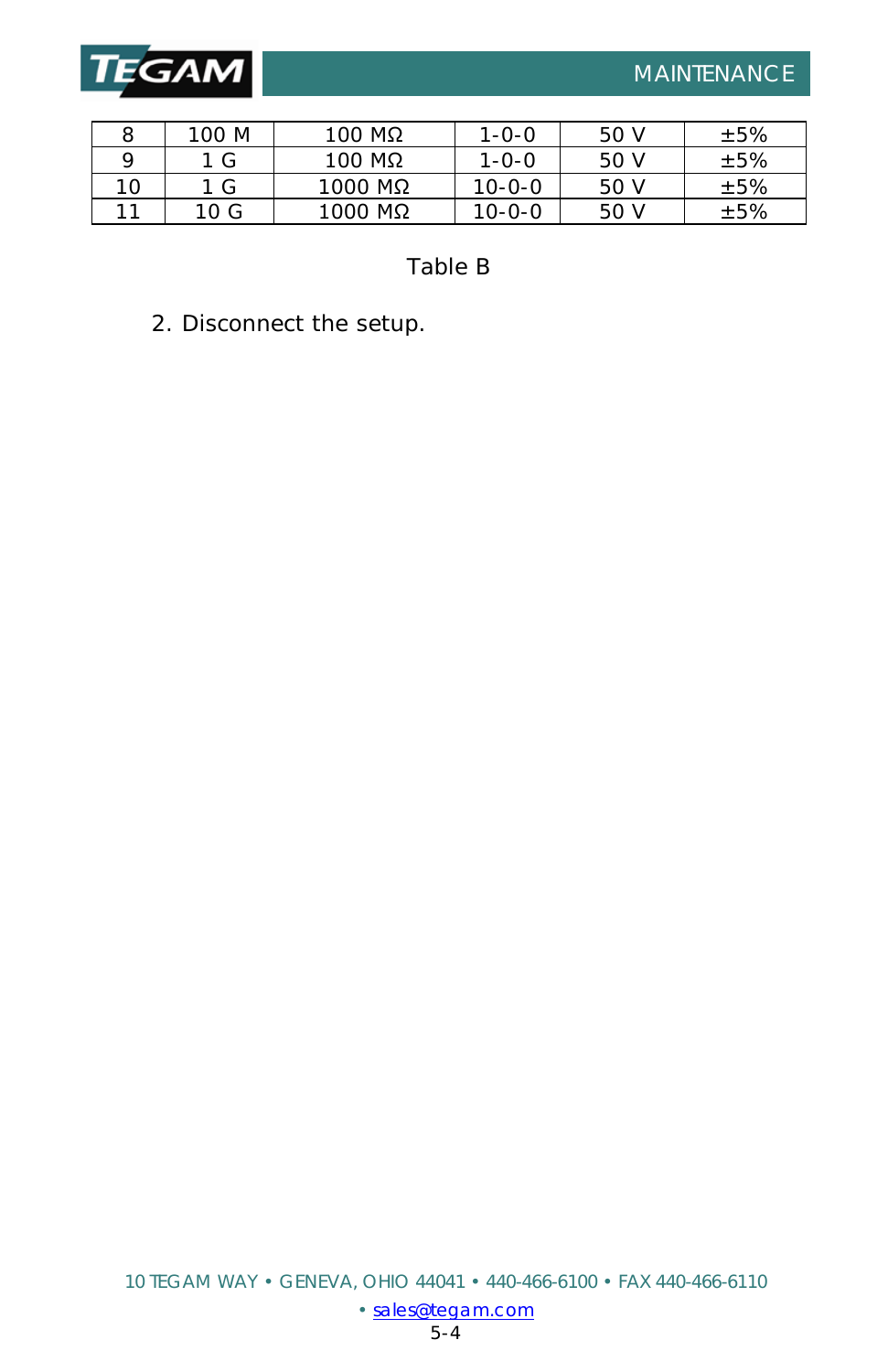| 8 | 100 M | 100 MΩ | 1-0-0 | 50 V | ±5% |
|---|---|---|---|---|---|
| 9 | 1 G | 100 MΩ | 1-0-0 | 50 V | ±5% |
| 10 | 1 G | 1000 MΩ | 10-0-0 | 50 V | ±5% |
| 11 | 10 G | 1000 MΩ | 10-0-0 | 50 V | ±5% |

Table B

2. Disconnect the setup.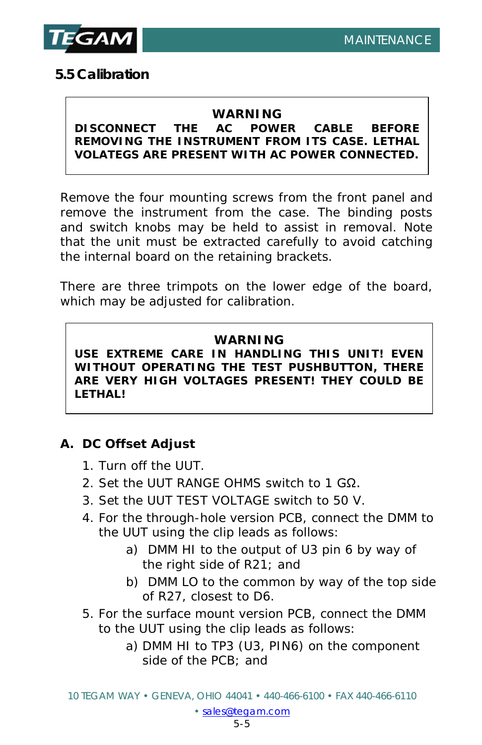## 5.5 Calibration

> **WARNING**
> **DISCONNECT THE AC POWER CABLE BEFORE REMOVING THE INSTRUMENT FROM ITS CASE. LETHAL VOLATEGS ARE PRESENT WITH AC POWER CONNECTED.**

Remove the four mounting screws from the front panel and remove the instrument from the case. The binding posts and switch knobs may be held to assist in removal. Note that the unit must be extracted carefully to avoid catching the internal board on the retaining brackets.

There are three trimpots on the lower edge of the board, which may be adjusted for calibration.

> **WARNING**
> **USE EXTREME CARE IN HANDLING THIS UNIT! EVEN WITHOUT OPERATING THE TEST PUSHBUTTON, THERE ARE VERY HIGH VOLTAGES PRESENT! THEY COULD BE LETHAL!**

### A. DC Offset Adjust

1. Turn off the UUT.
2. Set the UUT RANGE OHMS switch to 1 GΩ.
3. Set the UUT TEST VOLTAGE switch to 50 V.
4. For the through-hole version PCB, connect the DMM to the UUT using the clip leads as follows:
   a) DMM HI to the output of U3 pin 6 by way of the right side of R21; and
   b) DMM LO to the common by way of the top side of R27, closest to D6.
5. For the surface mount version PCB, connect the DMM to the UUT using the clip leads as follows:
   a) DMM HI to TP3 (U3, PIN6) on the component side of the PCB; and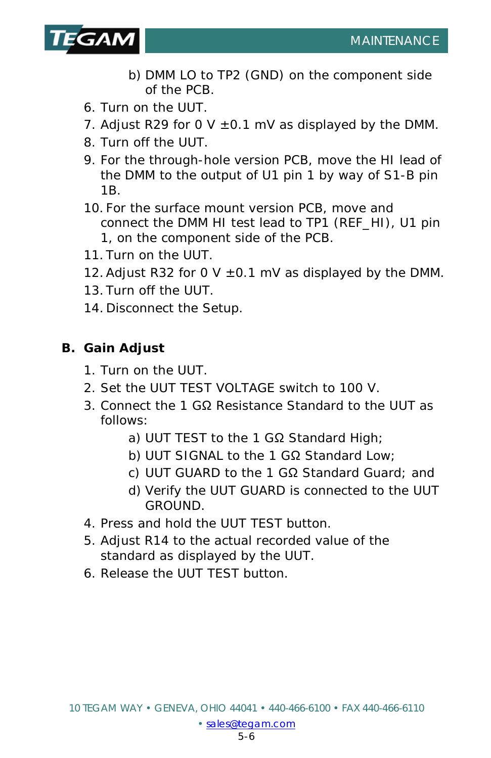b) DMM LO to TP2 (GND) on the component side of the PCB.

6. Turn on the UUT.
7. Adjust R29 for 0 V ±0.1 mV as displayed by the DMM.
8. Turn off the UUT.
9. For the through-hole version PCB, move the HI lead of the DMM to the output of U1 pin 1 by way of S1-B pin 1B.
10. For the surface mount version PCB, move and connect the DMM HI test lead to TP1 (REF_HI), U1 pin 1, on the component side of the PCB.
11. Turn on the UUT.
12. Adjust R32 for 0 V ±0.1 mV as displayed by the DMM.
13. Turn off the UUT.
14. Disconnect the Setup.

## B. Gain Adjust

1. Turn on the UUT.
2. Set the UUT TEST VOLTAGE switch to 100 V.
3. Connect the 1 GΩ Resistance Standard to the UUT as follows:
   a) UUT TEST to the 1 GΩ Standard High;
   b) UUT SIGNAL to the 1 GΩ Standard Low;
   c) UUT GUARD to the 1 GΩ Standard Guard; and
   d) Verify the UUT GUARD is connected to the UUT GROUND.
4. Press and hold the UUT TEST button.
5. Adjust R14 to the actual recorded value of the standard as displayed by the UUT.
6. Release the UUT TEST button.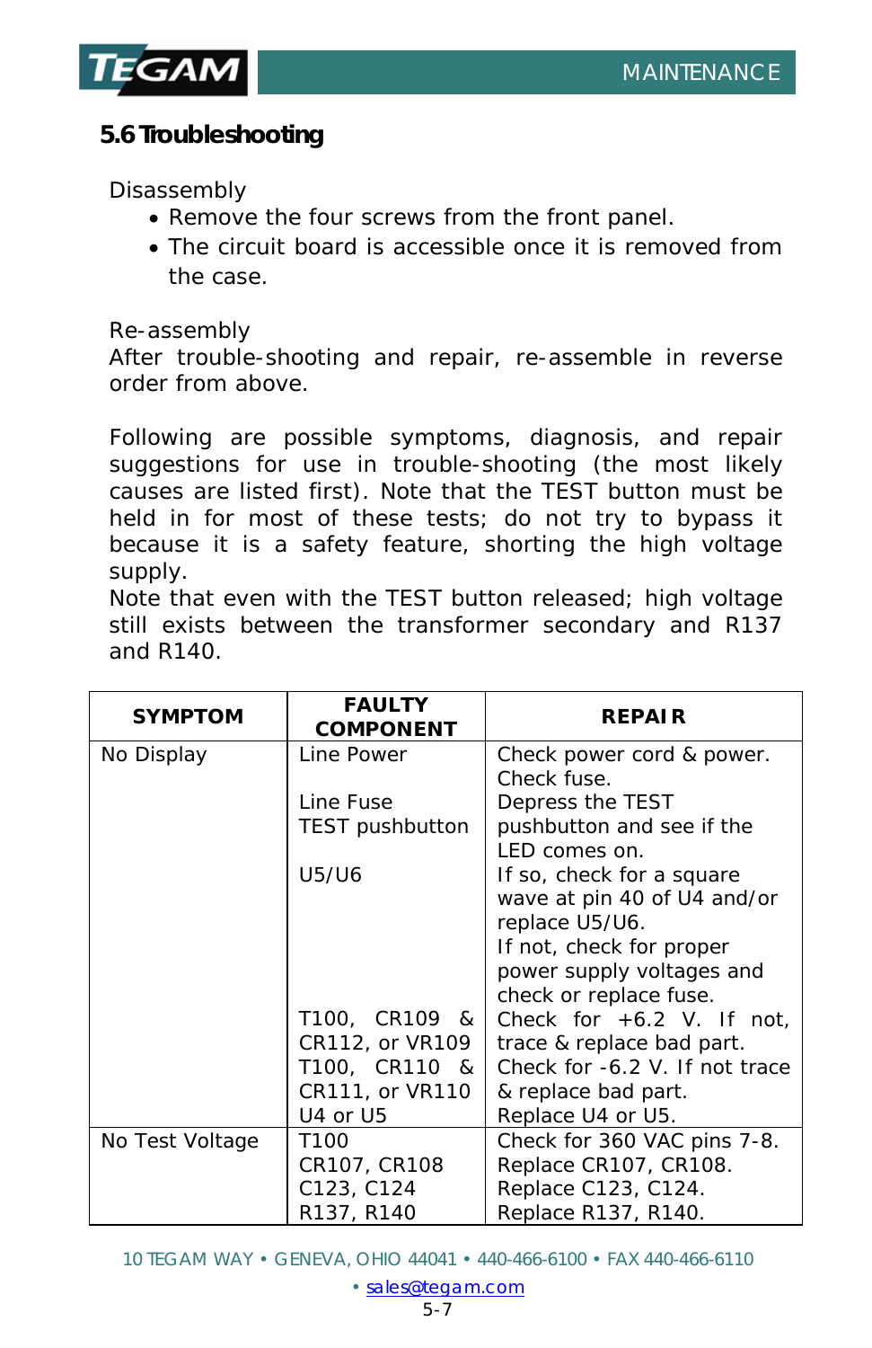## 5.6 Troubleshooting

Disassembly

- Remove the four screws from the front panel.
- The circuit board is accessible once it is removed from the case.

Re-assembly

After trouble-shooting and repair, re-assemble in reverse order from above.

Following are possible symptoms, diagnosis, and repair suggestions for use in trouble-shooting (the most likely causes are listed first). Note that the TEST button must be held in for most of these tests; do not try to bypass it because it is a safety feature, shorting the high voltage supply.

Note that even with the TEST button released; high voltage still exists between the transformer secondary and R137 and R140.

| SYMPTOM | FAULTY COMPONENT | REPAIR |
|---|---|---|
| No Display | Line Power | Check power cord & power. Check fuse. |
| | Line Fuse<br>TEST pushbutton | Depress the TEST pushbutton and see if the LED comes on. |
| | U5/U6 | If so, check for a square wave at pin 40 of U4 and/or replace U5/U6.<br>If not, check for proper power supply voltages and check or replace fuse. |
| | T100, CR109 & CR112, or VR109 | Check for +6.2 V. If not, trace & replace bad part. |
| | T100, CR110 & CR111, or VR110 | Check for -6.2 V. If not trace & replace bad part. |
| | U4 or U5 | Replace U4 or U5. |
| No Test Voltage | T100<br>CR107, CR108<br>C123, C124<br>R137, R140 | Check for 360 VAC pins 7-8.<br>Replace CR107, CR108.<br>Replace C123, C124.<br>Replace R137, R140. |

10 TEGAM WAY • GENEVA, OHIO 44041 • 440-466-6100 • FAX 440-466-6110 • sales@tegam.com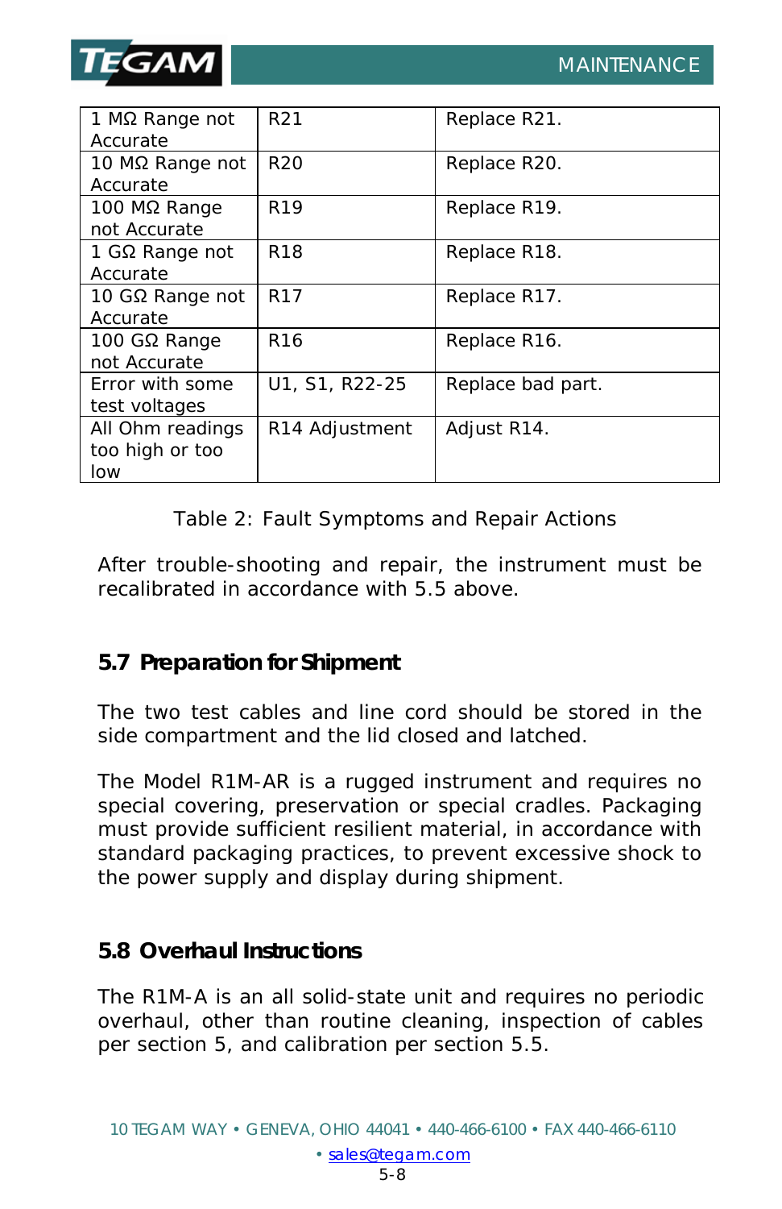| 1 MΩ Range not Accurate | R21 | Replace R21. |
|---|---|---|
| 10 MΩ Range not Accurate | R20 | Replace R20. |
| 100 MΩ Range not Accurate | R19 | Replace R19. |
| 1 GΩ Range not Accurate | R18 | Replace R18. |
| 10 GΩ Range not Accurate | R17 | Replace R17. |
| 100 GΩ Range not Accurate | R16 | Replace R16. |
| Error with some test voltages | U1, S1, R22-25 | Replace bad part. |
| All Ohm readings too high or too low | R14 Adjustment | Adjust R14. |

Table 2: Fault Symptoms and Repair Actions

After trouble-shooting and repair, the instrument must be recalibrated in accordance with 5.5 above.

## 5.7 Preparation for Shipment

The two test cables and line cord should be stored in the side compartment and the lid closed and latched.

The Model R1M-AR is a rugged instrument and requires no special covering, preservation or special cradles. Packaging must provide sufficient resilient material, in accordance with standard packaging practices, to prevent excessive shock to the power supply and display during shipment.

## 5.8 Overhaul Instructions

The R1M-A is an all solid-state unit and requires no periodic overhaul, other than routine cleaning, inspection of cables per section 5, and calibration per section 5.5.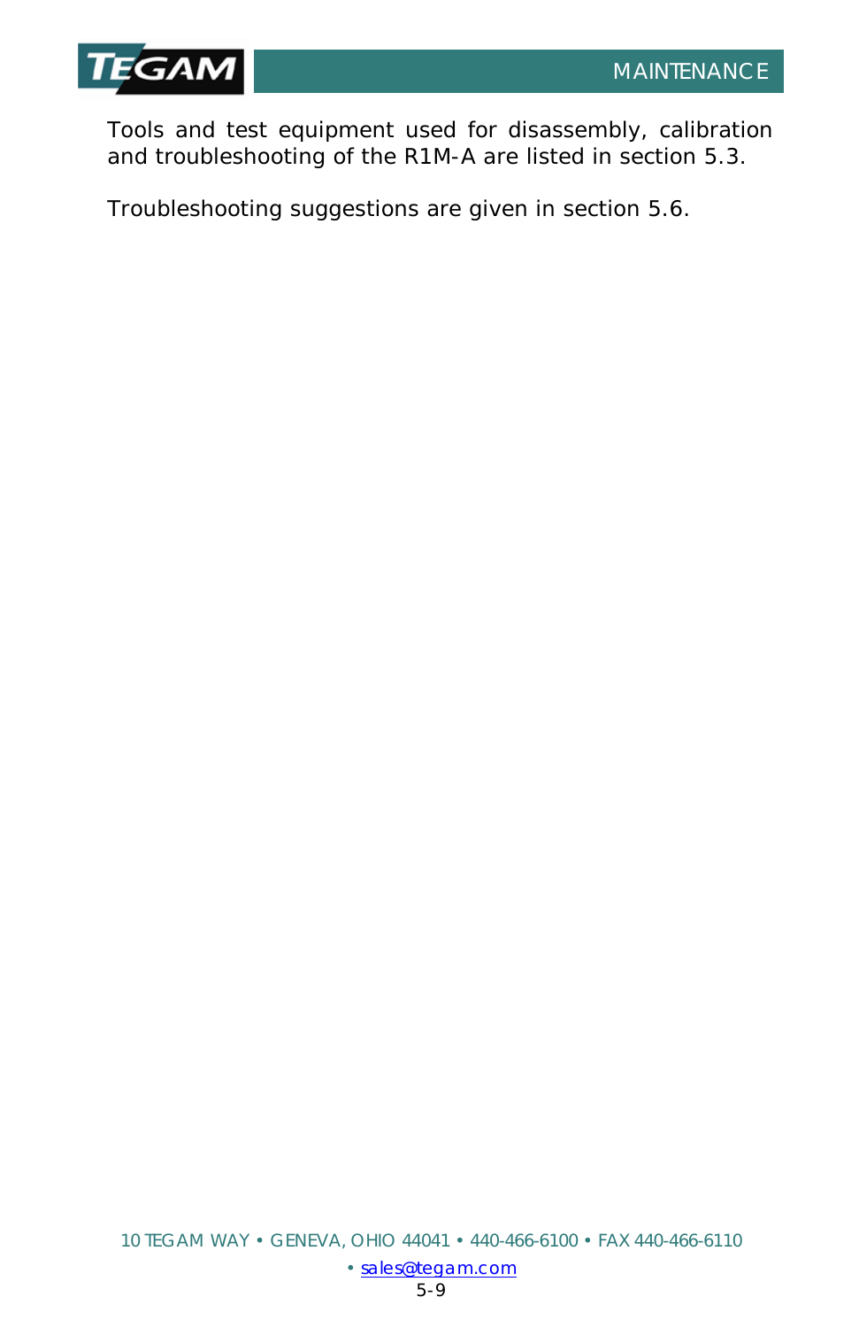Tools and test equipment used for disassembly, calibration and troubleshooting of the R1M-A are listed in section 5.3.

Troubleshooting suggestions are given in section 5.6.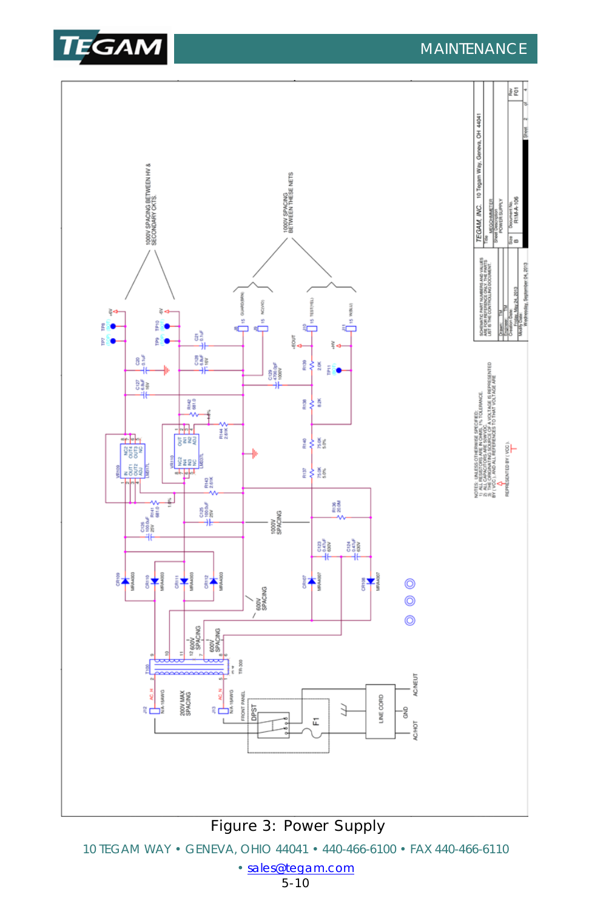Figure 3: Power Supply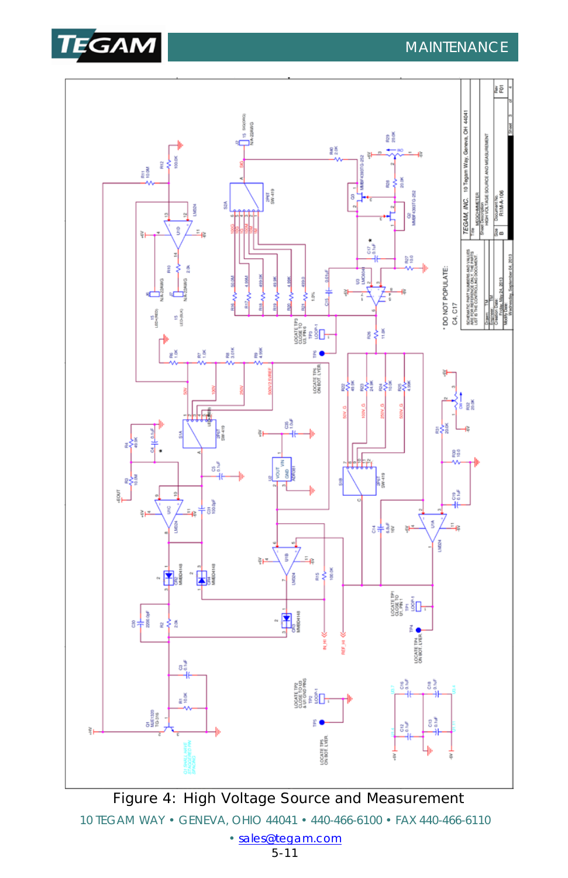Figure 4: High Voltage Source and Measurement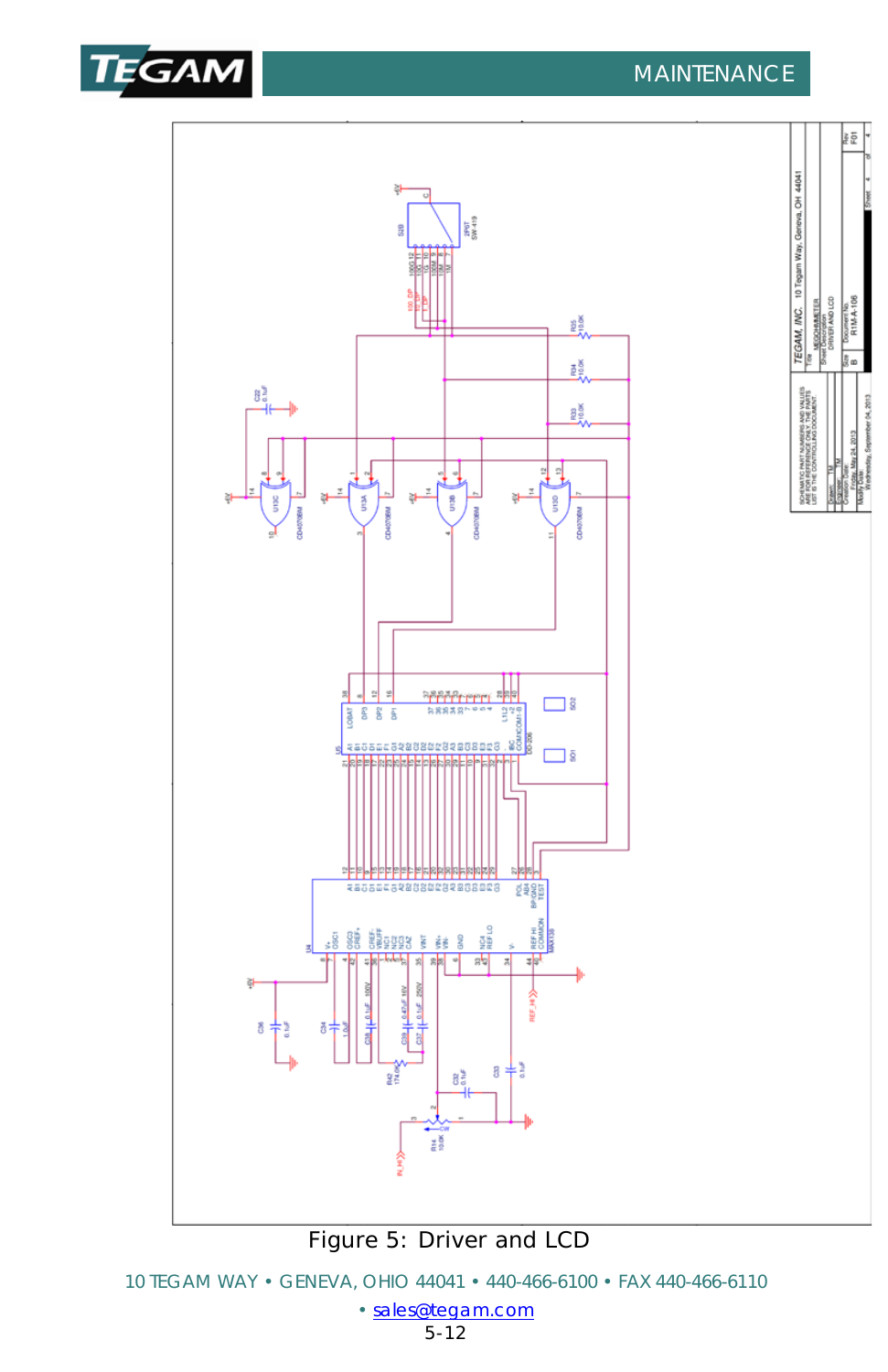Figure 5: Driver and LCD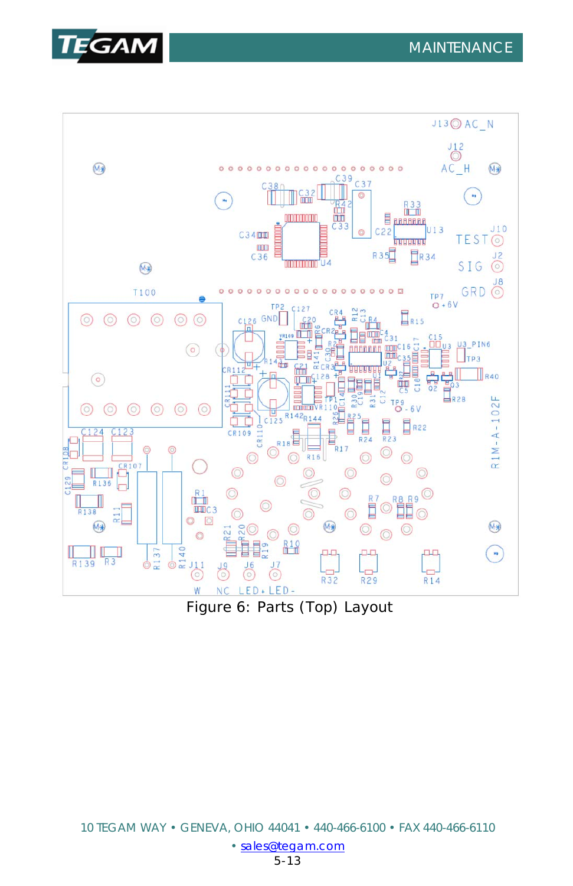Figure 6: Parts (Top) Layout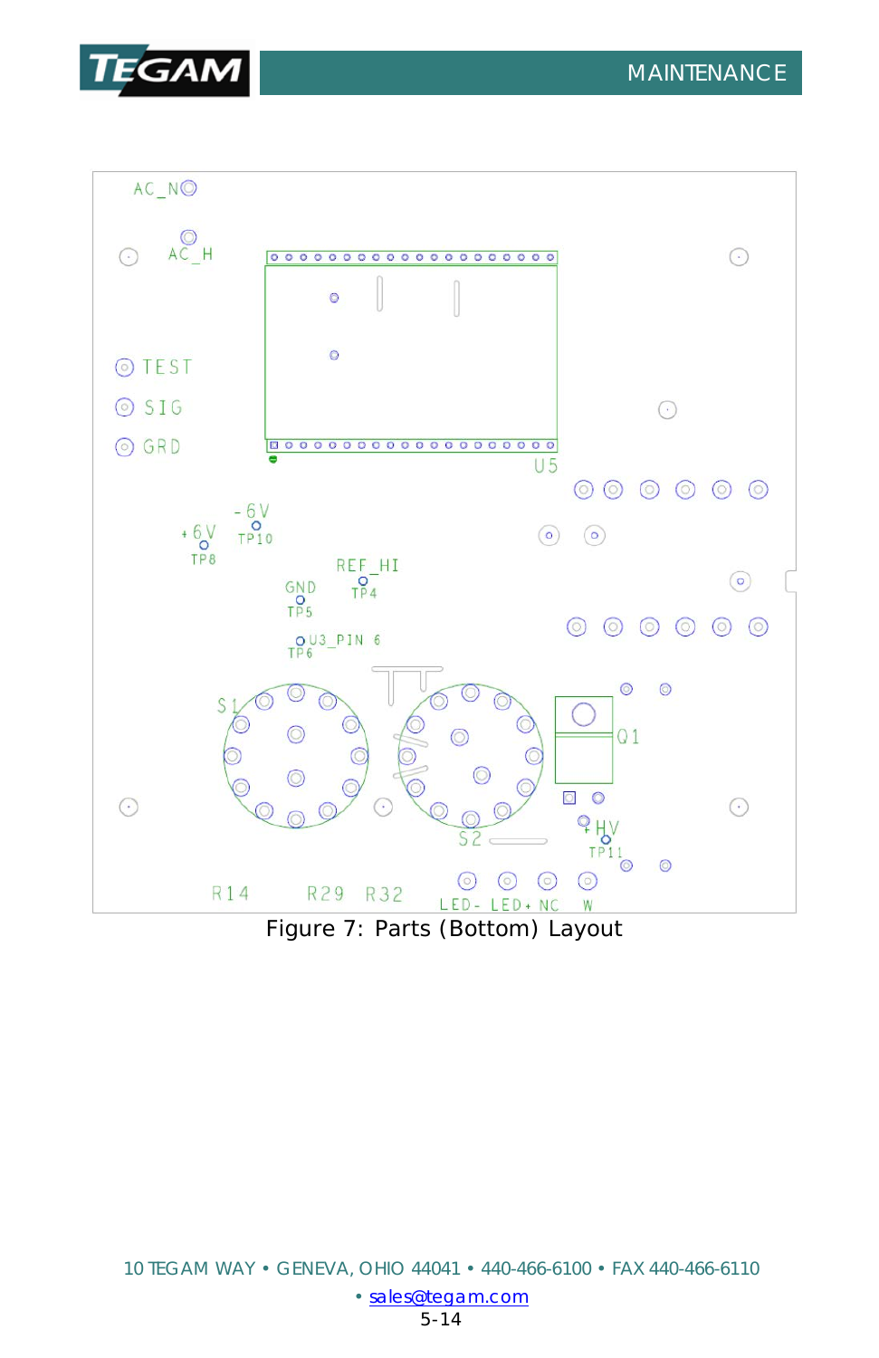AC_N

AC_H

TEST

SIG

GRD

U5

-6V
TP10

+6V
TP8

REF_HI
TP4

GND
TP5

U3_PIN 6
TP6

S1

S2

Q1

+HV
TP11

R14 R29 R32

LED- LED+ NC W

Figure 7: Parts (Bottom) Layout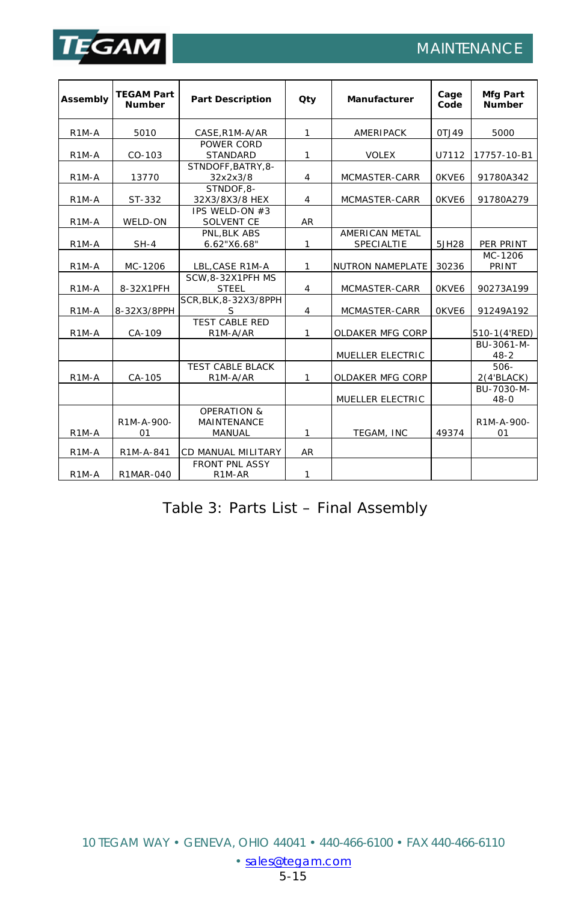| Assembly | TEGAM Part Number | Part Description | Qty | Manufacturer | Cage Code | Mfg Part Number |
|---|---|---|---|---|---|---|
| R1M-A | 5010 | CASE,R1M-A/AR | 1 | AMERIPACK | 0TJ49 | 5000 |
| R1M-A | CO-103 | POWER CORD STANDARD | 1 | VOLEX | U7112 | 17757-10-B1 |
| R1M-A | 13770 | STNDOFF,BATRY,8-32x2x3/8 | 4 | MCMASTER-CARR | 0KVE6 | 91780A342 |
| R1M-A | ST-332 | STNDOF,8-32X3/8X3/8 HEX | 4 | MCMASTER-CARR | 0KVE6 | 91780A279 |
| R1M-A | WELD-ON | IPS WELD-ON #3 SOLVENT CE | AR | | | |
| R1M-A | SH-4 | PNL,BLK ABS 6.62"X6.68" | 1 | AMERICAN METAL SPECIALTIE | 5JH28 | PER PRINT |
| R1M-A | MC-1206 | LBL,CASE R1M-A | 1 | NUTRON NAMEPLATE | 30236 | MC-1206 PRINT |
| R1M-A | 8-32X1PFH | SCW,8-32X1PFH MS STEEL | 4 | MCMASTER-CARR | 0KVE6 | 90273A199 |
| R1M-A | 8-32X3/8PPH | SCR,BLK,8-32X3/8PPH S | 4 | MCMASTER-CARR | 0KVE6 | 91249A192 |
| R1M-A | CA-109 | TEST CABLE RED R1M-A/AR | 1 | OLDAKER MFG CORP | | 510-1(4'RED) |
| | | | | MUELLER ELECTRIC | | BU-3061-M-48-2 |
| R1M-A | CA-105 | TEST CABLE BLACK R1M-A/AR | 1 | OLDAKER MFG CORP | | 506-2(4'BLACK) |
| | | | | MUELLER ELECTRIC | | BU-7030-M-48-0 |
| R1M-A | R1M-A-900-01 | OPERATION & MAINTENANCE MANUAL | 1 | TEGAM, INC | 49374 | R1M-A-900-01 |
| R1M-A | R1M-A-841 | CD MANUAL MILITARY | AR | | | |
| R1M-A | R1MAR-040 | FRONT PNL ASSY R1M-AR | 1 | | | |

Table 3: Parts List – Final Assembly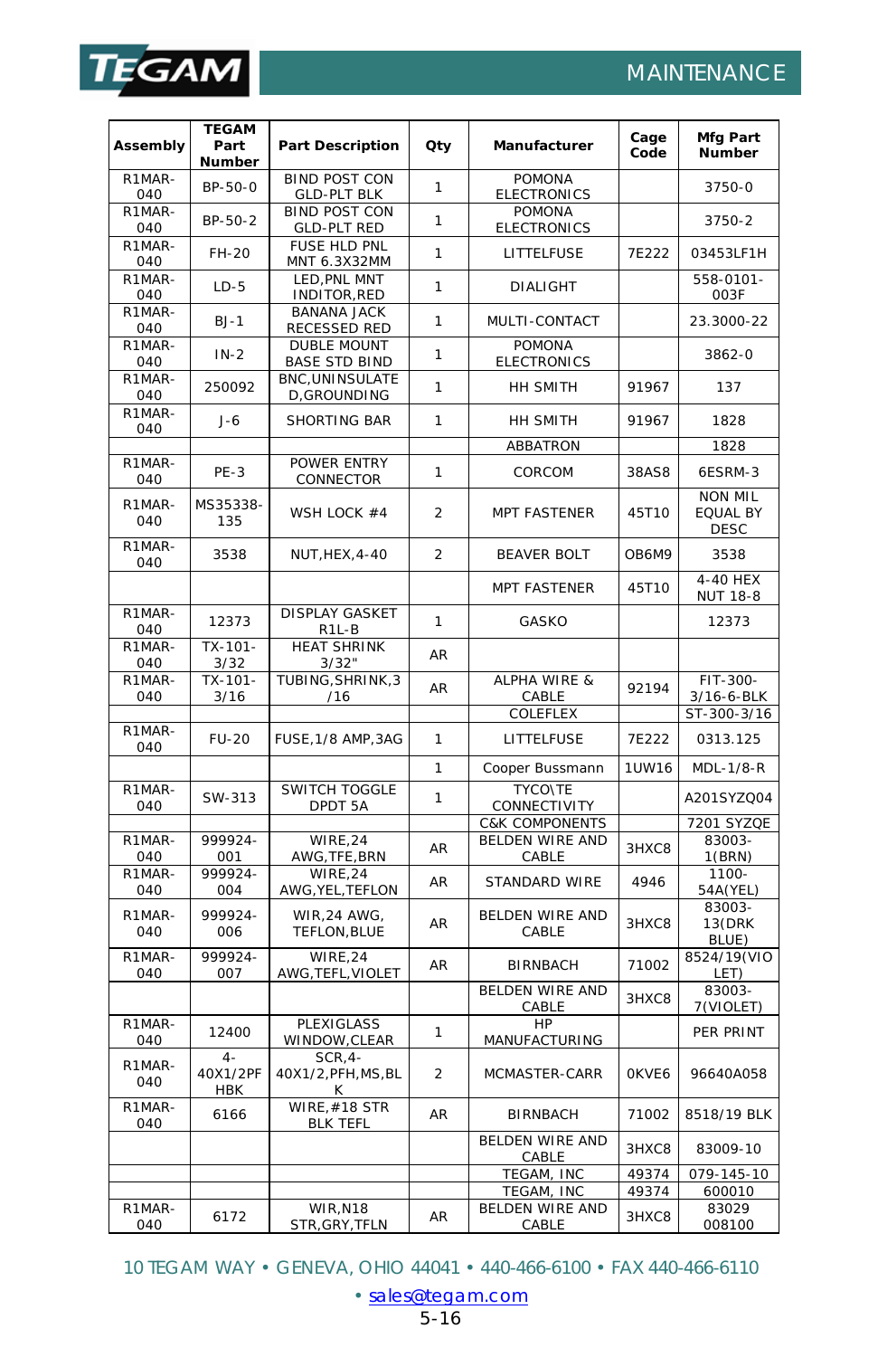| Assembly | TEGAM Part Number | Part Description | Qty | Manufacturer | Cage Code | Mfg Part Number |
|---|---|---|---|---|---|---|
| R1MAR-040 | BP-50-0 | BIND POST CON GLD-PLT BLK | 1 | POMONA ELECTRONICS | | 3750-0 |
| R1MAR-040 | BP-50-2 | BIND POST CON GLD-PLT RED | 1 | POMONA ELECTRONICS | | 3750-2 |
| R1MAR-040 | FH-20 | FUSE HLD PNL MNT 6.3X32MM | 1 | LITTELFUSE | 7E222 | 03453LF1H |
| R1MAR-040 | LD-5 | LED,PNL MNT INDITOR,RED | 1 | DIALIGHT | | 558-0101-003F |
| R1MAR-040 | BJ-1 | BANANA JACK RECESSED RED | 1 | MULTI-CONTACT | | 23.3000-22 |
| R1MAR-040 | IN-2 | DUBLE MOUNT BASE STD BIND | 1 | POMONA ELECTRONICS | | 3862-0 |
| R1MAR-040 | 250092 | BNC,UNINSULATED,GROUNDING | 1 | HH SMITH | 91967 | 137 |
| R1MAR-040 | J-6 | SHORTING BAR | 1 | HH SMITH | 91967 | 1828 |
| | | | | ABBATRON | | 1828 |
| R1MAR-040 | PE-3 | POWER ENTRY CONNECTOR | 1 | CORCOM | 38AS8 | 6ESRM-3 |
| R1MAR-040 | MS35338-135 | WSH LOCK #4 | 2 | MPT FASTENER | 45T10 | NON MIL EQUAL BY DESC |
| R1MAR-040 | 3538 | NUT,HEX,4-40 | 2 | BEAVER BOLT | OB6M9 | 3538 |
| | | | | MPT FASTENER | 45T10 | 4-40 HEX NUT 18-8 |
| R1MAR-040 | 12373 | DISPLAY GASKET R1L-B | 1 | GASKO | | 12373 |
| R1MAR-040 | TX-101-3/32 | HEAT SHRINK 3/32" | AR | | | |
| R1MAR-040 | TX-101-3/16 | TUBING,SHRINK,3/16 | AR | ALPHA WIRE & CABLE | 92194 | FIT-300-3/16-6-BLK |
| | | | | COLEFLEX | | ST-300-3/16 |
| R1MAR-040 | FU-20 | FUSE,1/8 AMP,3AG | 1 | LITTELFUSE | 7E222 | 0313.125 |
| | | | 1 | Cooper Bussmann | 1UW16 | MDL-1/8-R |
| R1MAR-040 | SW-313 | SWITCH TOGGLE DPDT 5A | 1 | TYCO\TE CONNECTIVITY | | A201SYZQ04 |
| | | | | C&K COMPONENTS | | 7201 SYZQE |
| R1MAR-040 | 999924-001 | WIRE,24 AWG,TFE,BRN | AR | BELDEN WIRE AND CABLE | 3HXC8 | 83003-1(BRN) |
| R1MAR-040 | 999924-004 | WIRE,24 AWG,YEL,TEFLON | AR | STANDARD WIRE | 4946 | 1100-54A(YEL) |
| R1MAR-040 | 999924-006 | WIR,24 AWG, TEFLON,BLUE | AR | BELDEN WIRE AND CABLE | 3HXC8 | 83003-13(DRK BLUE) |
| R1MAR-040 | 999924-007 | WIRE,24 AWG,TEFL,VIOLET | AR | BIRNBACH | 71002 | 8524/19(VIOLET) |
| | | | | BELDEN WIRE AND CABLE | 3HXC8 | 83003-7(VIOLET) |
| R1MAR-040 | 12400 | PLEXIGLASS WINDOW,CLEAR | 1 | HP MANUFACTURING | | PER PRINT |
| R1MAR-040 | 4-40X1/2PFHBK | SCR,4-40X1/2,PFH,MS,BLK | 2 | MCMASTER-CARR | 0KVE6 | 96640A058 |
| R1MAR-040 | 6166 | WIRE,#18 STR BLK TEFL | AR | BIRNBACH | 71002 | 8518/19 BLK |
| | | | | BELDEN WIRE AND CABLE | 3HXC8 | 83009-10 |
| | | | | TEGAM, INC | 49374 | 079-145-10 |
| | | | | TEGAM, INC | 49374 | 600010 |
| R1MAR-040 | 6172 | WIR,N18 STR,GRY,TFLN | AR | BELDEN WIRE AND CABLE | 3HXC8 | 83029 008100 |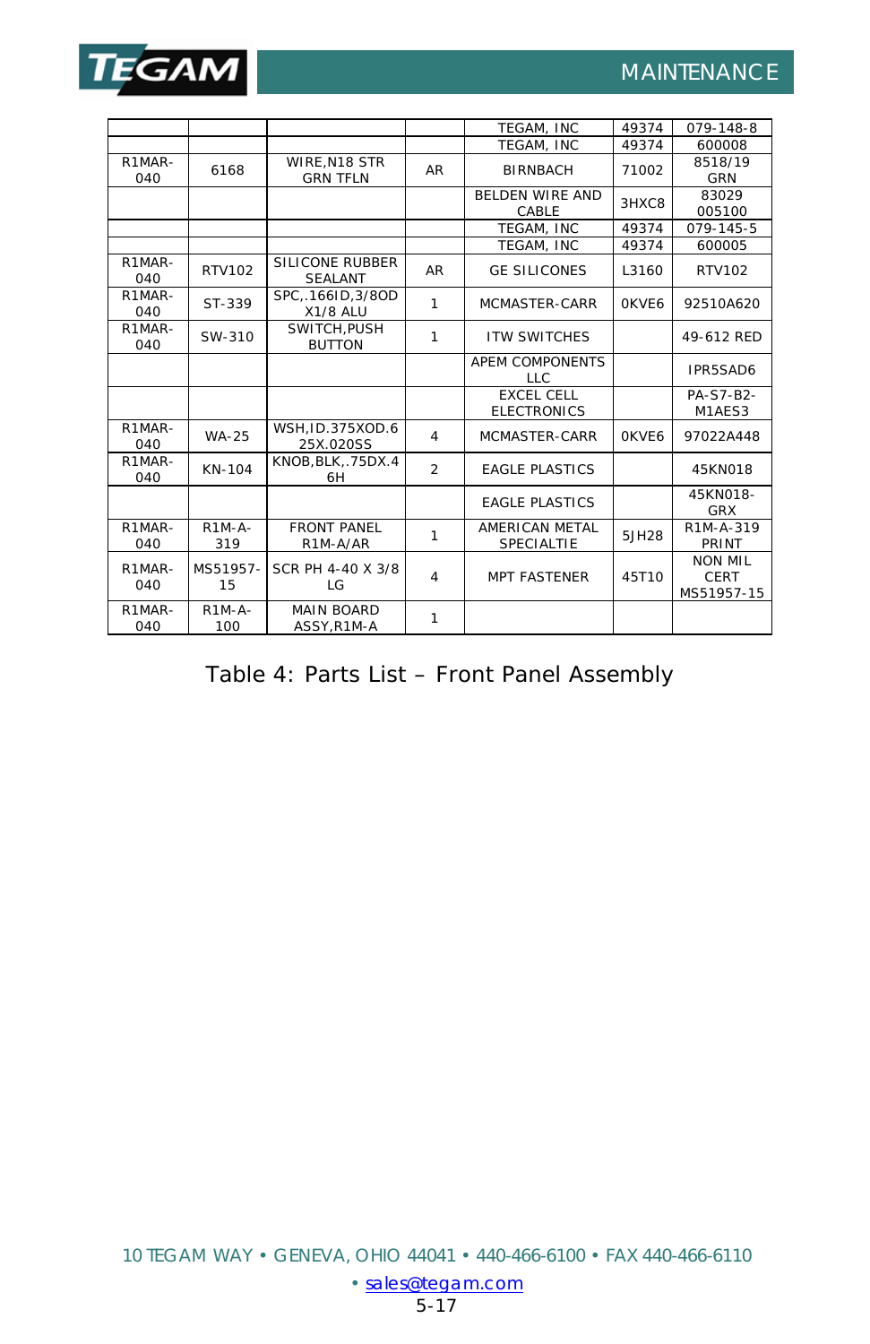| | | | | | | |
|---|---|---|---|---|---|---|
| | | | | TEGAM, INC | 49374 | 079-148-8 |
| | | | | TEGAM, INC | 49374 | 600008 |
| R1MAR-040 | 6168 | WIRE,N18 STR GRN TFLN | AR | BIRNBACH | 71002 | 8518/19 GRN |
| | | | | BELDEN WIRE AND CABLE | 3HXC8 | 83029 005100 |
| | | | | TEGAM, INC | 49374 | 079-145-5 |
| | | | | TEGAM, INC | 49374 | 600005 |
| R1MAR-040 | RTV102 | SILICONE RUBBER SEALANT | AR | GE SILICONES | L3160 | RTV102 |
| R1MAR-040 | ST-339 | SPC,.166ID,3/8OD X1/8 ALU | 1 | MCMASTER-CARR | 0KVE6 | 92510A620 |
| R1MAR-040 | SW-310 | SWITCH,PUSH BUTTON | 1 | ITW SWITCHES | | 49-612 RED |
| | | | | APEM COMPONENTS LLC | | IPR5SAD6 |
| | | | | EXCEL CELL ELECTRONICS | | PA-S7-B2-M1AES3 |
| R1MAR-040 | WA-25 | WSH,ID.375XOD.625X.020SS | 4 | MCMASTER-CARR | 0KVE6 | 97022A448 |
| R1MAR-040 | KN-104 | KNOB,BLK,.75DX.46H | 2 | EAGLE PLASTICS | | 45KN018 |
| | | | | EAGLE PLASTICS | | 45KN018-GRX |
| R1MAR-040 | R1M-A-319 | FRONT PANEL R1M-A/AR | 1 | AMERICAN METAL SPECIALTIE | 5JH28 | R1M-A-319 PRINT |
| R1MAR-040 | MS51957-15 | SCR PH 4-40 X 3/8 LG | 4 | MPT FASTENER | 45T10 | NON MIL CERT MS51957-15 |
| R1MAR-040 | R1M-A-100 | MAIN BOARD ASSY,R1M-A | 1 | | | |

Table 4: Parts List – Front Panel Assembly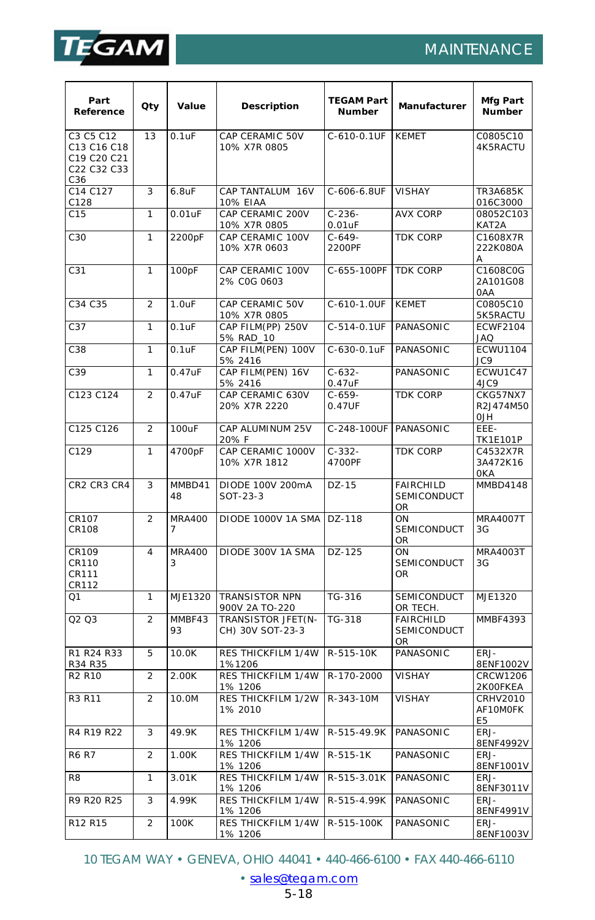| Part Reference | Qty | Value | Description | TEGAM Part Number | Manufacturer | Mfg Part Number |
|---|---|---|---|---|---|---|
| C3 C5 C12 C13 C16 C18 C19 C20 C21 C22 C32 C33 C36 | 13 | 0.1uF | CAP CERAMIC 50V 10% X7R 0805 | C-610-0.1UF | KEMET | C0805C104K5RACTU |
| C14 C127 C128 | 3 | 6.8uF | CAP TANTALUM 16V 10% EIAA | C-606-6.8UF | VISHAY | TR3A685K016C3000 |
| C15 | 1 | 0.01uF | CAP CERAMIC 200V 10% X7R 0805 | C-236-0.01uF | AVX CORP | 08052C103KAT2A |
| C30 | 1 | 2200pF | CAP CERAMIC 100V 10% X7R 0603 | C-649-2200PF | TDK CORP | C1608X7R222K080AA |
| C31 | 1 | 100pF | CAP CERAMIC 100V 2% C0G 0603 | C-655-100PF | TDK CORP | C1608C0G2A101G080AA |
| C34 C35 | 2 | 1.0uF | CAP CERAMIC 50V 10% X7R 0805 | C-610-1.0UF | KEMET | C0805C105K5RACTU |
| C37 | 1 | 0.1uF | CAP FILM(PP) 250V 5% RAD_10 | C-514-0.1UF | PANASONIC | ECWF2104JAQ |
| C38 | 1 | 0.1uF | CAP FILM(PEN) 100V 5% 2416 | C-630-0.1uF | PANASONIC | ECWU1104JC9 |
| C39 | 1 | 0.47uF | CAP FILM(PEN) 16V 5% 2416 | C-632-0.47uF | PANASONIC | ECWU1C474JC9 |
| C123 C124 | 2 | 0.47uF | CAP CERAMIC 630V 20% X7R 2220 | C-659-0.47UF | TDK CORP | CKG57NX7R2J474M500JH |
| C125 C126 | 2 | 100uF | CAP ALUMINUM 25V 20% F | C-248-100UF | PANASONIC | EEE-TK1E101P |
| C129 | 1 | 4700pF | CAP CERAMIC 1000V 10% X7R 1812 | C-332-4700PF | TDK CORP | C4532X7R3A472K160KA |
| CR2 CR3 CR4 | 3 | MMBD4148 | DIODE 100V 200mA SOT-23-3 | DZ-15 | FAIRCHILD SEMICONDUCTOR | MMBD4148 |
| CR107 CR108 | 2 | MRA4007 | DIODE 1000V 1A SMA | DZ-118 | ON SEMICONDUCTOR | MRA4007T3G |
| CR109 CR110 CR111 CR112 | 4 | MRA4003 | DIODE 300V 1A SMA | DZ-125 | ON SEMICONDUCTOR | MRA4003T3G |
| Q1 | 1 | MJE1320 | TRANSISTOR NPN 900V 2A TO-220 | TG-316 | SEMICONDUCTOR TECH. | MJE1320 |
| Q2 Q3 | 2 | MMBF4393 | TRANSISTOR JFET(N-CH) 30V SOT-23-3 | TG-318 | FAIRCHILD SEMICONDUCTOR | MMBF4393 |
| R1 R24 R33 R34 R35 | 5 | 10.0K | RES THICKFILM 1/4W 1%1206 | R-515-10K | PANASONIC | ERJ-8ENF1002V |
| R2 R10 | 2 | 2.00K | RES THICKFILM 1/4W 1% 1206 | R-170-2000 | VISHAY | CRCW12062K00FKEA |
| R3 R11 | 2 | 10.0M | RES THICKFILM 1/2W 1% 2010 | R-343-10M | VISHAY | CRHV2010AF10M0FKE5 |
| R4 R19 R22 | 3 | 49.9K | RES THICKFILM 1/4W 1% 1206 | R-515-49.9K | PANASONIC | ERJ-8ENF4992V |
| R6 R7 | 2 | 1.00K | RES THICKFILM 1/4W 1% 1206 | R-515-1K | PANASONIC | ERJ-8ENF1001V |
| R8 | 1 | 3.01K | RES THICKFILM 1/4W 1% 1206 | R-515-3.01K | PANASONIC | ERJ-8ENF3011V |
| R9 R20 R25 | 3 | 4.99K | RES THICKFILM 1/4W 1% 1206 | R-515-4.99K | PANASONIC | ERJ-8ENF4991V |
| R12 R15 | 2 | 100K | RES THICKFILM 1/4W 1% 1206 | R-515-100K | PANASONIC | ERJ-8ENF1003V |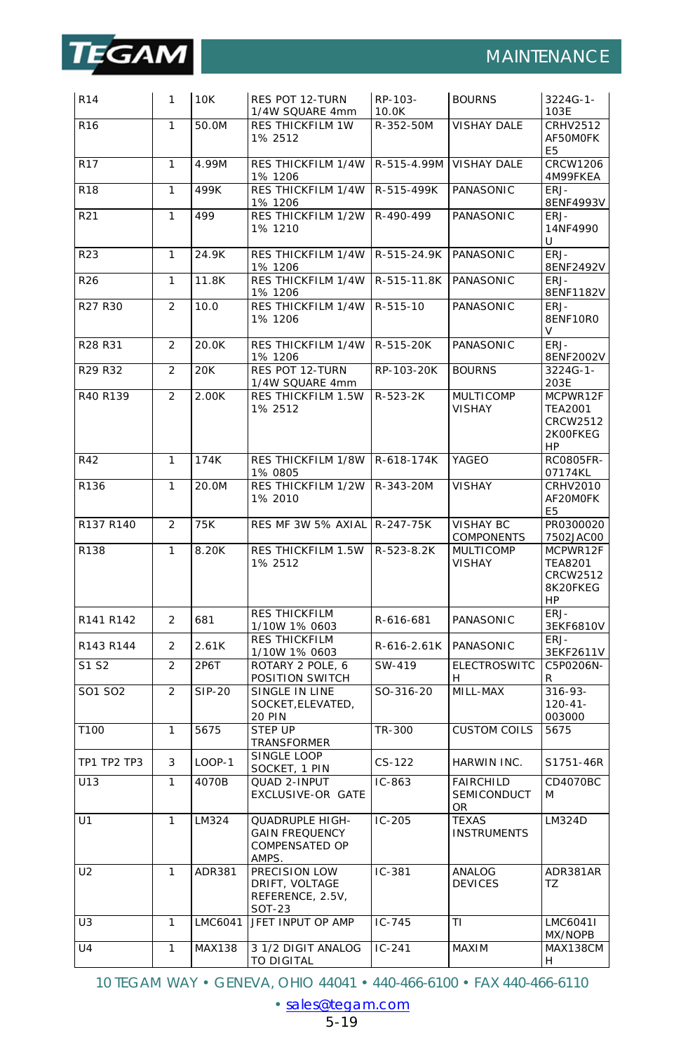| R14 | 1 | 10K | RES POT 12-TURN 1/4W SQUARE 4mm | RP-103-10.0K | BOURNS | 3224G-1-103E |
|---|---|---|---|---|---|---|
| R16 | 1 | 50.0M | RES THICKFILM 1W 1% 2512 | R-352-50M | VISHAY DALE | CRHV2512AF50M0FKE5 |
| R17 | 1 | 4.99M | RES THICKFILM 1/4W 1% 1206 | R-515-4.99M | VISHAY DALE | CRCW12064M99FKEA |
| R18 | 1 | 499K | RES THICKFILM 1/4W 1% 1206 | R-515-499K | PANASONIC | ERJ-8ENF4993V |
| R21 | 1 | 499 | RES THICKFILM 1/2W 1% 1210 | R-490-499 | PANASONIC | ERJ-14NF4990U |
| R23 | 1 | 24.9K | RES THICKFILM 1/4W 1% 1206 | R-515-24.9K | PANASONIC | ERJ-8ENF2492V |
| R26 | 1 | 11.8K | RES THICKFILM 1/4W 1% 1206 | R-515-11.8K | PANASONIC | ERJ-8ENF1182V |
| R27 R30 | 2 | 10.0 | RES THICKFILM 1/4W 1% 1206 | R-515-10 | PANASONIC | ERJ-8ENF10R0V |
| R28 R31 | 2 | 20.0K | RES THICKFILM 1/4W 1% 1206 | R-515-20K | PANASONIC | ERJ-8ENF2002V |
| R29 R32 | 2 | 20K | RES POT 12-TURN 1/4W SQUARE 4mm | RP-103-20K | BOURNS | 3224G-1-203E |
| R40 R139 | 2 | 2.00K | RES THICKFILM 1.5W 1% 2512 | R-523-2K | MULTICOMP VISHAY | MCPWR12FTEA2001 CRCW25122K00FKEGHP |
| R42 | 1 | 174K | RES THICKFILM 1/8W 1% 0805 | R-618-174K | YAGEO | RC0805FR-07174KL |
| R136 | 1 | 20.0M | RES THICKFILM 1/2W 1% 2010 | R-343-20M | VISHAY | CRHV2010AF20M0FKE5 |
| R137 R140 | 2 | 75K | RES MF 3W 5% AXIAL | R-247-75K | VISHAY BC COMPONENTS | PR03000207502JAC00 |
| R138 | 1 | 8.20K | RES THICKFILM 1.5W 1% 2512 | R-523-8.2K | MULTICOMP VISHAY | MCPWR12FTEA8201 CRCW25128K20FKEGHP |
| R141 R142 | 2 | 681 | RES THICKFILM 1/10W 1% 0603 | R-616-681 | PANASONIC | ERJ-3EKF6810V |
| R143 R144 | 2 | 2.61K | RES THICKFILM 1/10W 1% 0603 | R-616-2.61K | PANASONIC | ERJ-3EKF2611V |
| S1 S2 | 2 | 2P6T | ROTARY 2 POLE, 6 POSITION SWITCH | SW-419 | ELECTROSWITCH | C5P0206N-R |
| SO1 SO2 | 2 | SIP-20 | SINGLE IN LINE SOCKET,ELEVATED, 20 PIN | SO-316-20 | MILL-MAX | 316-93-120-41-003000 |
| T100 | 1 | 5675 | STEP UP TRANSFORMER | TR-300 | CUSTOM COILS | 5675 |
| TP1 TP2 TP3 | 3 | LOOP-1 | SINGLE LOOP SOCKET, 1 PIN | CS-122 | HARWIN INC. | S1751-46R |
| U13 | 1 | 4070B | QUAD 2-INPUT EXCLUSIVE-OR GATE | IC-863 | FAIRCHILD SEMICONDUCTOR | CD4070BCM |
| U1 | 1 | LM324 | QUADRUPLE HIGH-GAIN FREQUENCY COMPENSATED OP AMPS. | IC-205 | TEXAS INSTRUMENTS | LM324D |
| U2 | 1 | ADR381 | PRECISION LOW DRIFT, VOLTAGE REFERENCE, 2.5V, SOT-23 | IC-381 | ANALOG DEVICES | ADR381ARTZ |
| U3 | 1 | LMC6041 | JFET INPUT OP AMP | IC-745 | TI | LMC6041IMX/NOPB |
| U4 | 1 | MAX138 | 3 1/2 DIGIT ANALOG TO DIGITAL | IC-241 | MAXIM | MAX138CMH |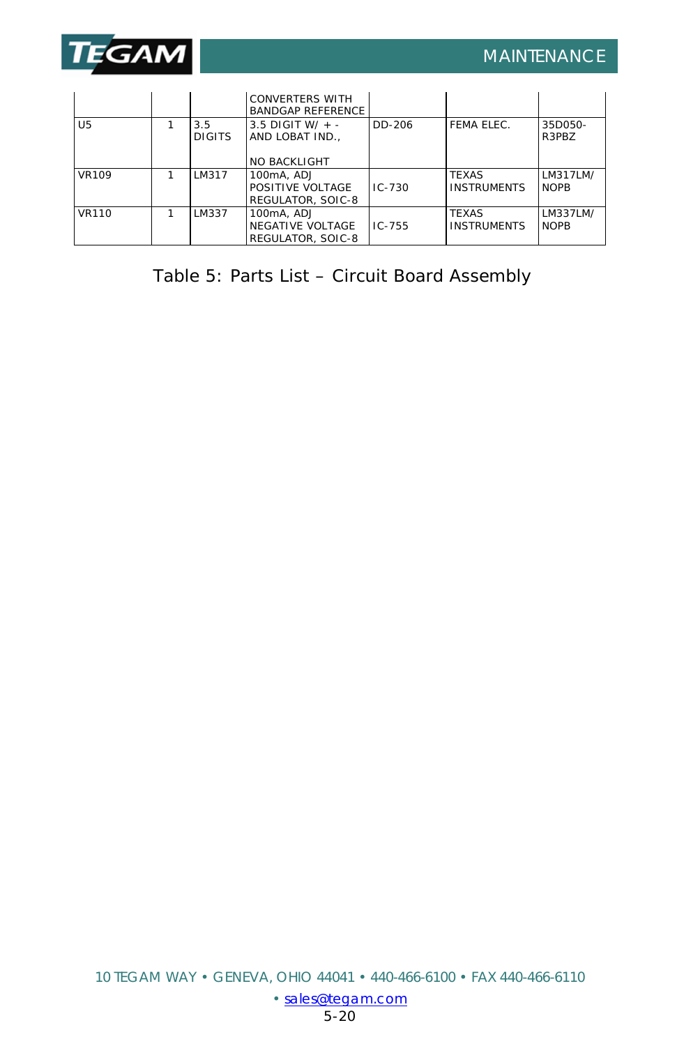| | | | | | | |
|---|---|---|---|---|---|---|
| | | | CONVERTERS WITH BANDGAP REFERENCE | | | |
| U5 | 1 | 3.5 DIGITS | 3.5 DIGIT W/ + - AND LOBAT IND., NO BACKLIGHT | DD-206 | FEMA ELEC. | 35D050-R3PBZ |
| VR109 | 1 | LM317 | 100mA, ADJ POSITIVE VOLTAGE REGULATOR, SOIC-8 | IC-730 | TEXAS INSTRUMENTS | LM317LM/NOPB |
| VR110 | 1 | LM337 | 100mA, ADJ NEGATIVE VOLTAGE REGULATOR, SOIC-8 | IC-755 | TEXAS INSTRUMENTS | LM337LM/NOPB |

Table 5: Parts List – Circuit Board Assembly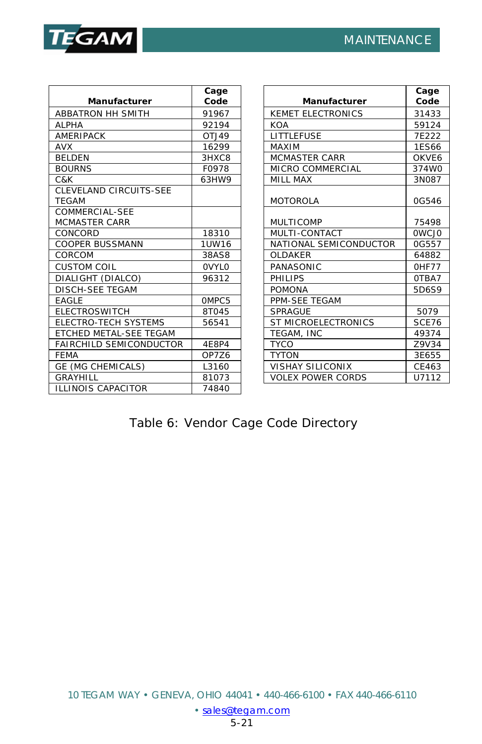| Manufacturer | Cage Code |
|---|---|
| ABBATRON HH SMITH | 91967 |
| ALPHA | 92194 |
| AMERIPACK | OTJ49 |
| AVX | 16299 |
| BELDEN | 3HXC8 |
| BOURNS | F0978 |
| C&K | 63HW9 |
| CLEVELAND CIRCUITS-SEE TEGAM | |
| COMMERCIAL-SEE MCMASTER CARR | |
| CONCORD | 18310 |
| COOPER BUSSMANN | 1UW16 |
| CORCOM | 38AS8 |
| CUSTOM COIL | 0VYL0 |
| DIALIGHT (DIALCO) | 96312 |
| DISCH-SEE TEGAM | |
| EAGLE | 0MPC5 |
| ELECTROSWITCH | 8T045 |
| ELECTRO-TECH SYSTEMS | 56541 |
| ETCHED METAL-SEE TEGAM | |
| FAIRCHILD SEMICONDUCTOR | 4E8P4 |
| FEMA | OP7Z6 |
| GE (MG CHEMICALS) | L3160 |
| GRAYHILL | 81073 |
| ILLINOIS CAPACITOR | 74840 |

| Manufacturer | Cage Code |
|---|---|
| KEMET ELECTRONICS | 31433 |
| KOA | 59124 |
| LITTLEFUSE | 7E222 |
| MAXIM | 1ES66 |
| MCMASTER CARR | OKVE6 |
| MICRO COMMERCIAL | 374W0 |
| MILL MAX | 3N087 |
| MOTOROLA | 0G546 |
| MULTICOMP | 75498 |
| MULTI-CONTACT | 0WCJ0 |
| NATIONAL SEMICONDUCTOR | 0G557 |
| OLDAKER | 64882 |
| PANASONIC | 0HF77 |
| PHILIPS | 0TBA7 |
| POMONA | 5D6S9 |
| PPM-SEE TEGAM | |
| SPRAGUE | 5079 |
| ST MICROELECTRONICS | SCE76 |
| TEGAM, INC | 49374 |
| TYCO | Z9V34 |
| TYTON | 3E655 |
| VISHAY SILICONIX | CE463 |
| VOLEX POWER CORDS | U7112 |

Table 6: Vendor Cage Code Directory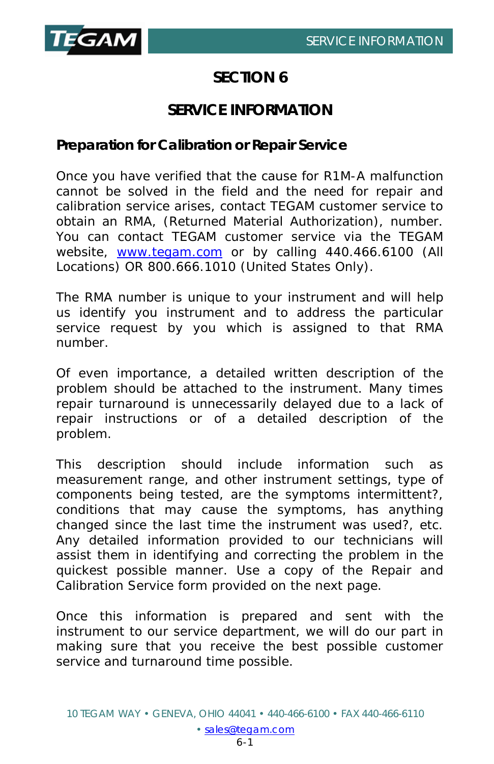# SECTION 6

# SERVICE INFORMATION

## Preparation for Calibration or Repair Service

Once you have verified that the cause for R1M-A malfunction cannot be solved in the field and the need for repair and calibration service arises, contact TEGAM customer service to obtain an RMA, (Returned Material Authorization), number. You can contact TEGAM customer service via the TEGAM website, www.tegam.com or by calling 440.466.6100 (All Locations) OR 800.666.1010 (United States Only).

The RMA number is unique to your instrument and will help us identify you instrument and to address the particular service request by you which is assigned to that RMA number.

Of even importance, a detailed written description of the problem should be attached to the instrument. Many times repair turnaround is unnecessarily delayed due to a lack of repair instructions or of a detailed description of the problem.

This description should include information such as measurement range, and other instrument settings, type of components being tested, are the symptoms intermittent?, conditions that may cause the symptoms, has anything changed since the last time the instrument was used?, etc. Any detailed information provided to our technicians will assist them in identifying and correcting the problem in the quickest possible manner. Use a copy of the Repair and Calibration Service form provided on the next page.

Once this information is prepared and sent with the instrument to our service department, we will do our part in making sure that you receive the best possible customer service and turnaround time possible.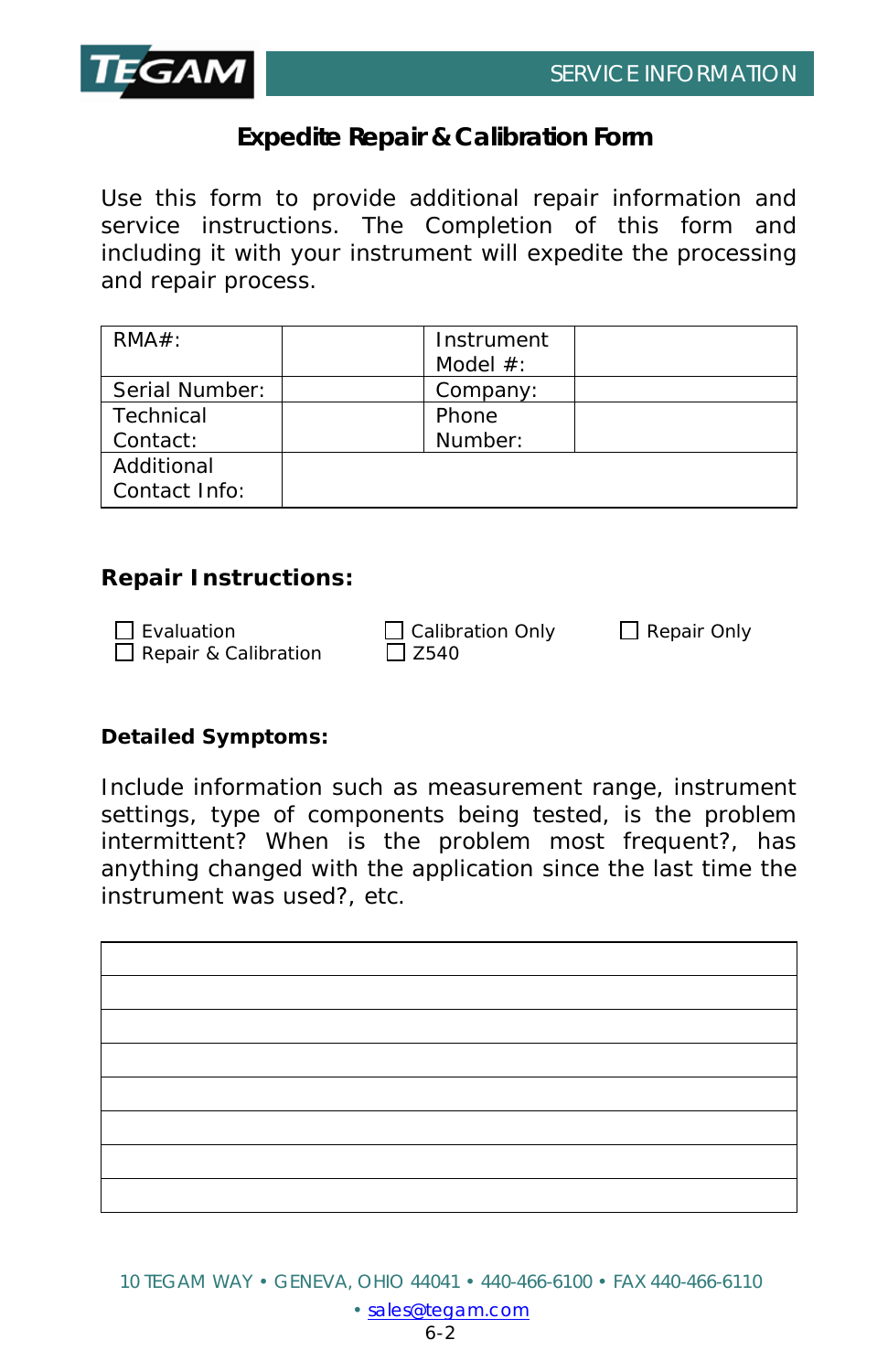# Expedite Repair & Calibration Form

Use this form to provide additional repair information and service instructions. The Completion of this form and including it with your instrument will expedite the processing and repair process.

| RMA#: | | Instrument Model #: | |
|---|---|---|---|
| Serial Number: | | Company: | |
| Technical Contact: | | Phone Number: | |
| Additional Contact Info: | | | |

## Repair Instructions:

☐ Evaluation ☐ Calibration Only ☐ Repair Only
☐ Repair & Calibration ☐ Z540

**Detailed Symptoms:**

Include information such as measurement range, instrument settings, type of components being tested, is the problem intermittent? When is the problem most frequent?, has anything changed with the application since the last time the instrument was used?, etc.

| |
|---|
| |
| |
| |
| |
| |
| |
| |
| |

10 TEGAM WAY • GENEVA, OHIO 44041 • 440-466-6100 • FAX 440-466-6110 • sales@tegam.com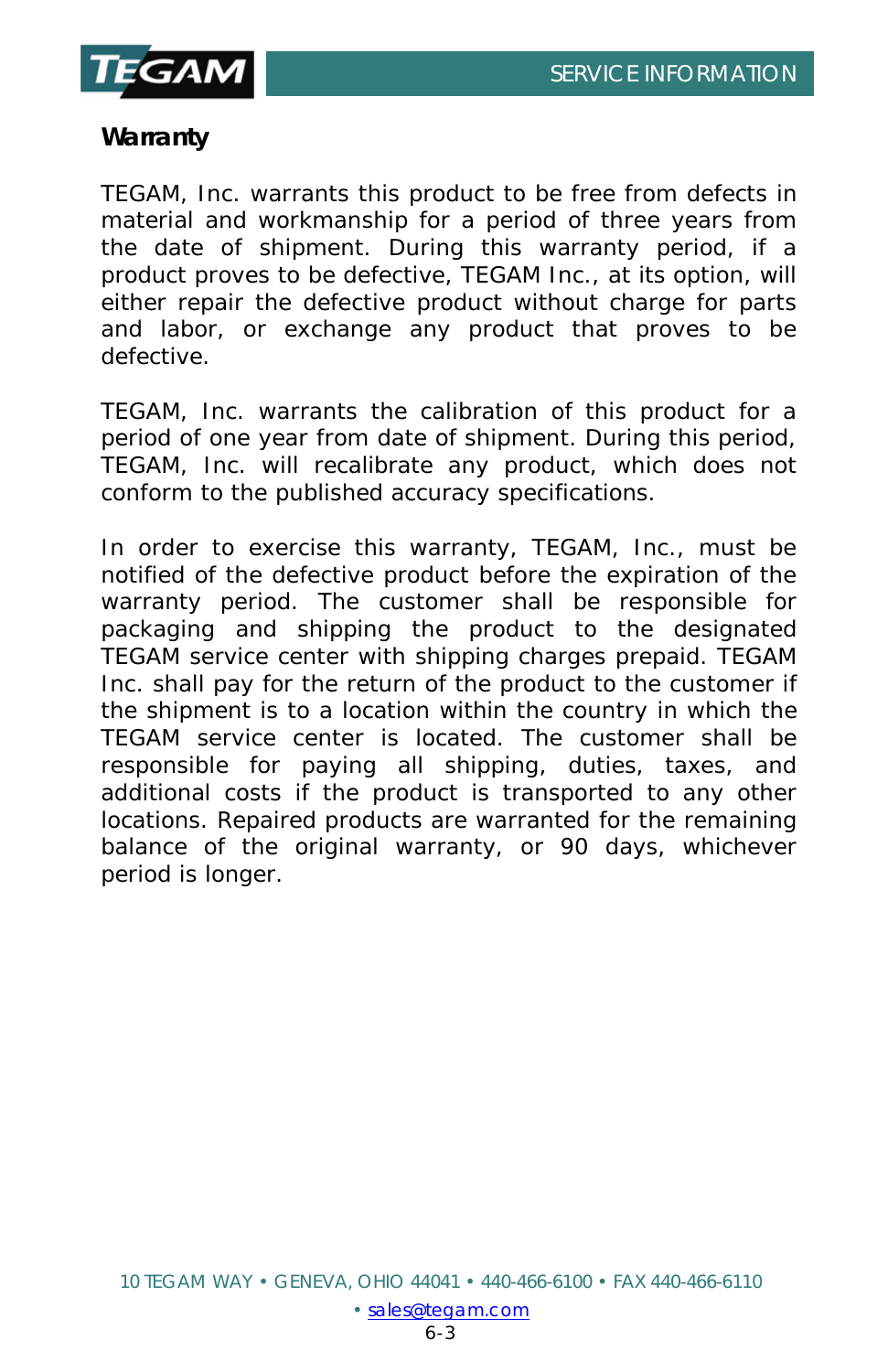## Warranty

TEGAM, Inc. warrants this product to be free from defects in material and workmanship for a period of three years from the date of shipment. During this warranty period, if a product proves to be defective, TEGAM Inc., at its option, will either repair the defective product without charge for parts and labor, or exchange any product that proves to be defective.

TEGAM, Inc. warrants the calibration of this product for a period of one year from date of shipment. During this period, TEGAM, Inc. will recalibrate any product, which does not conform to the published accuracy specifications.

In order to exercise this warranty, TEGAM, Inc., must be notified of the defective product before the expiration of the warranty period. The customer shall be responsible for packaging and shipping the product to the designated TEGAM service center with shipping charges prepaid. TEGAM Inc. shall pay for the return of the product to the customer if the shipment is to a location within the country in which the TEGAM service center is located. The customer shall be responsible for paying all shipping, duties, taxes, and additional costs if the product is transported to any other locations. Repaired products are warranted for the remaining balance of the original warranty, or 90 days, whichever period is longer.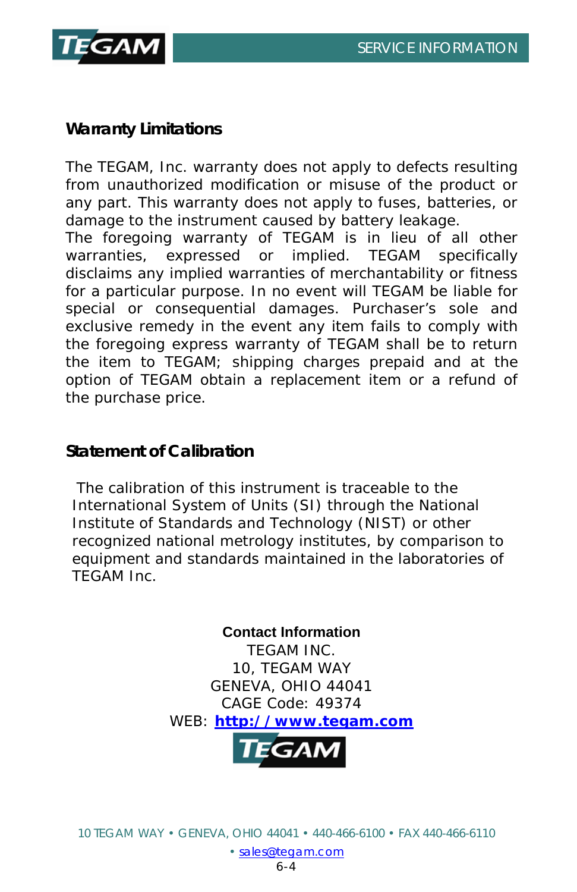## Warranty Limitations

The TEGAM, Inc. warranty does not apply to defects resulting from unauthorized modification or misuse of the product or any part. This warranty does not apply to fuses, batteries, or damage to the instrument caused by battery leakage.
The foregoing warranty of TEGAM is in lieu of all other warranties, expressed or implied. TEGAM specifically disclaims any implied warranties of merchantability or fitness for a particular purpose. In no event will TEGAM be liable for special or consequential damages. Purchaser's sole and exclusive remedy in the event any item fails to comply with the foregoing express warranty of TEGAM shall be to return the item to TEGAM; shipping charges prepaid and at the option of TEGAM obtain a replacement item or a refund of the purchase price.

## Statement of Calibration

The calibration of this instrument is traceable to the International System of Units (SI) through the National Institute of Standards and Technology (NIST) or other recognized national metrology institutes, by comparison to equipment and standards maintained in the laboratories of TEGAM Inc.

**Contact Information**
TEGAM INC.
10, TEGAM WAY
GENEVA, OHIO 44041
CAGE Code: 49374
WEB: **http://www.tegam.com**

10 TEGAM WAY • GENEVA, OHIO 44041 • 440-466-6100 • FAX 440-466-6110 • sales@tegam.com